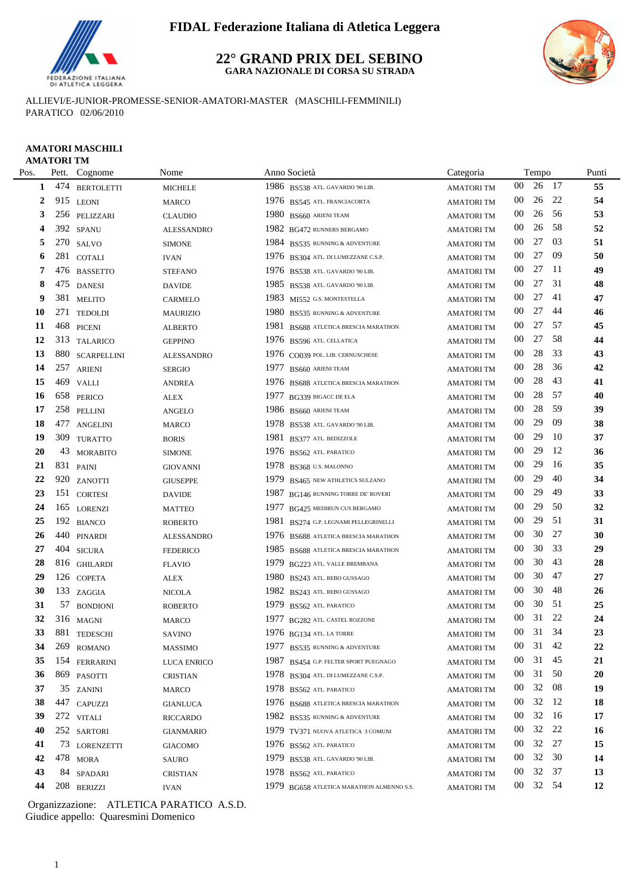# FIDAL Federazione Italiana di Atletica Leggera

## 22° GRAND PRIX DEL SEBINO

**GARA NAZIONALE DI CORSA SU STRADA**

ALLIEVI/E-JUNIOR-PROMESSE-SENIOR-AMATORI-MASTER (MASCHILI-FEMMINILI)
PARATICO 02/06/2010

### AMATORI MASCHILI
### AMATORI TM

| Pos. | Pett. | Cognome | Nome | Anno | Società | Categoria | Tempo | Punti |
|---|---|---|---|---|---|---|---|---|
| 1 | 474 | BERTOLETTI | MICHELE | 1986 | BS538 ATL. GAVARDO '90 LIB. | AMATORI TM | 00 26 17 | 55 |
| 2 | 915 | LEONI | MARCO | 1976 | BS545 ATL. FRANCIACORTA | AMATORI TM | 00 26 22 | 54 |
| 3 | 256 | PELIZZARI | CLAUDIO | 1980 | BS660 ARIENI TEAM | AMATORI TM | 00 26 56 | 53 |
| 4 | 392 | SPANU | ALESSANDRO | 1982 | BG472 RUNNERS BERGAMO | AMATORI TM | 00 26 58 | 52 |
| 5 | 270 | SALVO | SIMONE | 1984 | BS535 RUNNING & ADVENTURE | AMATORI TM | 00 27 03 | 51 |
| 6 | 281 | COTALI | IVAN | 1976 | BS304 ATL. DI LUMEZZANE C.S.P. | AMATORI TM | 00 27 09 | 50 |
| 7 | 476 | BASSETTO | STEFANO | 1976 | BS538 ATL. GAVARDO '90 LIB. | AMATORI TM | 00 27 11 | 49 |
| 8 | 475 | DANESI | DAVIDE | 1985 | BS538 ATL. GAVARDO '90 LIB. | AMATORI TM | 00 27 31 | 48 |
| 9 | 381 | MELITO | CARMELO | 1983 | MI552 G.S. MONTESTELLA | AMATORI TM | 00 27 41 | 47 |
| 10 | 271 | TEDOLDI | MAURIZIO | 1980 | BS535 RUNNING & ADVENTURE | AMATORI TM | 00 27 44 | 46 |
| 11 | 468 | PICENI | ALBERTO | 1981 | BS688 ATLETICA BRESCIA MARATHON | AMATORI TM | 00 27 57 | 45 |
| 12 | 313 | TALARICO | GEPPINO | 1976 | BS596 ATL. CELLATICA | AMATORI TM | 00 27 58 | 44 |
| 13 | 880 | SCARPELLINI | ALESSANDRO | 1976 | CO039 POL. LIB. CERNUSCHESE | AMATORI TM | 00 28 33 | 43 |
| 14 | 257 | ARIENI | SERGIO | 1977 | BS660 ARIENI TEAM | AMATORI TM | 00 28 36 | 42 |
| 15 | 469 | VALLI | ANDREA | 1976 | BS688 ATLETICA BRESCIA MARATHON | AMATORI TM | 00 28 43 | 41 |
| 16 | 658 | PERICO | ALEX | 1977 | BG339 BIGACC DE ELA | AMATORI TM | 00 28 57 | 40 |
| 17 | 258 | PELLINI | ANGELO | 1986 | BS660 ARIENI TEAM | AMATORI TM | 00 28 59 | 39 |
| 18 | 477 | ANGELINI | MARCO | 1978 | BS538 ATL. GAVARDO '90 LIB. | AMATORI TM | 00 29 09 | 38 |
| 19 | 309 | TURATTO | BORIS | 1981 | BS377 ATL. BEDIZZOLE | AMATORI TM | 00 29 10 | 37 |
| 20 | 43 | MORABITO | SIMONE | 1976 | BS562 ATL. PARATICO | AMATORI TM | 00 29 12 | 36 |
| 21 | 831 | PAINI | GIOVANNI | 1978 | BS368 U.S. MALONNO | AMATORI TM | 00 29 16 | 35 |
| 22 | 920 | ZANOTTI | GIUSEPPE | 1979 | BS465 NEW ATHLETICS SULZANO | AMATORI TM | 00 29 40 | 34 |
| 23 | 151 | CORTESI | DAVIDE | 1987 | BG146 RUNNING TORRE DE' ROVERI | AMATORI TM | 00 29 49 | 33 |
| 24 | 165 | LORENZI | MATTEO | 1977 | BG425 MEDIRUN CUS BERGAMO | AMATORI TM | 00 29 50 | 32 |
| 25 | 192 | BIANCO | ROBERTO | 1981 | BS274 G.P. LEGNAMI PELLEGRINELLI | AMATORI TM | 00 29 51 | 31 |
| 26 | 440 | PINARDI | ALESSANDRO | 1976 | BS688 ATLETICA BRESCIA MARATHON | AMATORI TM | 00 30 27 | 30 |
| 27 | 404 | SICURA | FEDERICO | 1985 | BS688 ATLETICA BRESCIA MARATHON | AMATORI TM | 00 30 33 | 29 |
| 28 | 816 | GHILARDI | FLAVIO | 1979 | BG223 ATL. VALLE BREMBANA | AMATORI TM | 00 30 43 | 28 |
| 29 | 126 | COPETA | ALEX | 1980 | BS243 ATL. REBO GUSSAGO | AMATORI TM | 00 30 47 | 27 |
| 30 | 133 | ZAGGIA | NICOLA | 1982 | BS243 ATL. REBO GUSSAGO | AMATORI TM | 00 30 48 | 26 |
| 31 | 57 | BONDIONI | ROBERTO | 1979 | BS562 ATL. PARATICO | AMATORI TM | 00 30 51 | 25 |
| 32 | 316 | MAGNI | MARCO | 1977 | BG282 ATL. CASTEL ROZZONE | AMATORI TM | 00 31 22 | 24 |
| 33 | 881 | TEDESCHI | SAVINO | 1976 | BG134 ATL. LA TORRE | AMATORI TM | 00 31 34 | 23 |
| 34 | 269 | ROMANO | MASSIMO | 1977 | BS535 RUNNING & ADVENTURE | AMATORI TM | 00 31 42 | 22 |
| 35 | 154 | FERRARINI | LUCA ENRICO | 1987 | BS454 G.P. FELTER SPORT PUEGNAGO | AMATORI TM | 00 31 45 | 21 |
| 36 | 869 | PASOTTI | CRISTIAN | 1978 | BS304 ATL. DI LUMEZZANE C.S.P. | AMATORI TM | 00 31 50 | 20 |
| 37 | 35 | ZANINI | MARCO | 1978 | BS562 ATL. PARATICO | AMATORI TM | 00 32 08 | 19 |
| 38 | 447 | CAPUZZI | GIANLUCA | 1976 | BS688 ATLETICA BRESCIA MARATHON | AMATORI TM | 00 32 12 | 18 |
| 39 | 272 | VITALI | RICCARDO | 1982 | BS535 RUNNING & ADVENTURE | AMATORI TM | 00 32 16 | 17 |
| 40 | 252 | SARTORI | GIANMARIO | 1979 | TV371 NUOVA ATLETICA 3 COMUNI | AMATORI TM | 00 32 22 | 16 |
| 41 | 73 | LORENZETTI | GIACOMO | 1976 | BS562 ATL. PARATICO | AMATORI TM | 00 32 27 | 15 |
| 42 | 478 | MORA | SAURO | 1979 | BS538 ATL. GAVARDO '90 LIB. | AMATORI TM | 00 32 30 | 14 |
| 43 | 84 | SPADARI | CRISTIAN | 1978 | BS562 ATL. PARATICO | AMATORI TM | 00 32 37 | 13 |
| 44 | 208 | BERIZZI | IVAN | 1979 | BG658 ATLETICA MARATHON ALMENNO S.S. | AMATORI TM | 00 32 54 | 12 |

Organizzazione: ATLETICA PARATICO A.S.D.
Giudice appello: Quaresmini Domenico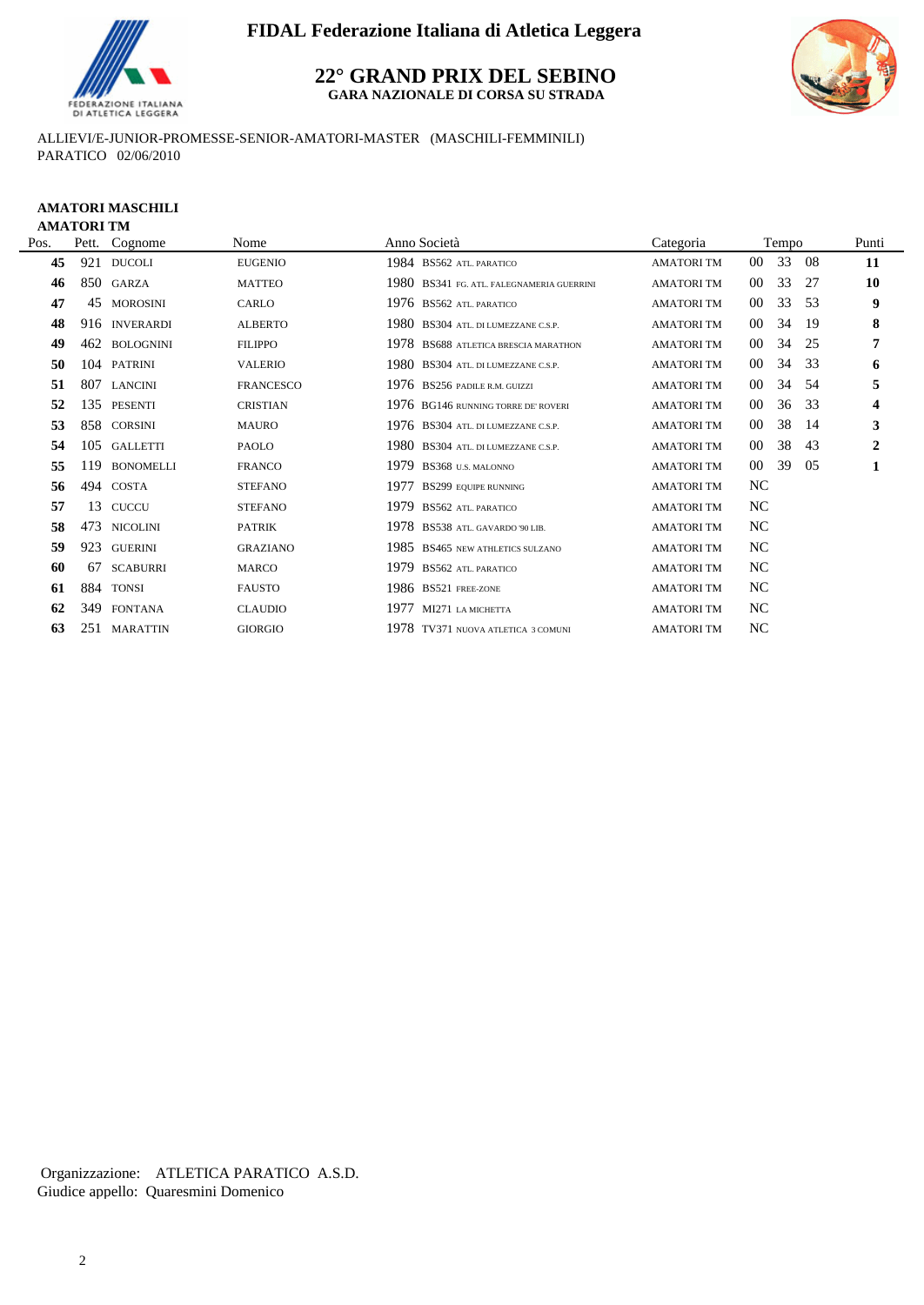FIDAL Federazione Italiana di Atletica Leggera

## 22° GRAND PRIX DEL SEBINO

**GARA NAZIONALE DI CORSA SU STRADA**

ALLIEVI/E-JUNIOR-PROMESSE-SENIOR-AMATORI-MASTER (MASCHILI-FEMMINILI)
PARATICO 02/06/2010

### AMATORI MASCHILI
### AMATORI TM

| Pos. | Pett. | Cognome | Nome | Anno | Società | Categoria | Tempo | Punti |
|---|---|---|---|---|---|---|---|---|
| **45** | 921 | DUCOLI | EUGENIO | 1984 | BS562 ATL. PARATICO | AMATORI TM | 00 33 08 | **11** |
| **46** | 850 | GARZA | MATTEO | 1980 | BS341 FG. ATL. FALEGNAMERIA GUERRINI | AMATORI TM | 00 33 27 | **10** |
| **47** | 45 | MOROSINI | CARLO | 1976 | BS562 ATL. PARATICO | AMATORI TM | 00 33 53 | **9** |
| **48** | 916 | INVERARDI | ALBERTO | 1980 | BS304 ATL. DI LUMEZZANE C.S.P. | AMATORI TM | 00 34 19 | **8** |
| **49** | 462 | BOLOGNINI | FILIPPO | 1978 | BS688 ATLETICA BRESCIA MARATHON | AMATORI TM | 00 34 25 | **7** |
| **50** | 104 | PATRINI | VALERIO | 1980 | BS304 ATL. DI LUMEZZANE C.S.P. | AMATORI TM | 00 34 33 | **6** |
| **51** | 807 | LANCINI | FRANCESCO | 1976 | BS256 PADILE R.M. GUIZZI | AMATORI TM | 00 34 54 | **5** |
| **52** | 135 | PESENTI | CRISTIAN | 1976 | BG146 RUNNING TORRE DE' ROVERI | AMATORI TM | 00 36 33 | **4** |
| **53** | 858 | CORSINI | MAURO | 1976 | BS304 ATL. DI LUMEZZANE C.S.P. | AMATORI TM | 00 38 14 | **3** |
| **54** | 105 | GALLETTI | PAOLO | 1980 | BS304 ATL. DI LUMEZZANE C.S.P. | AMATORI TM | 00 38 43 | **2** |
| **55** | 119 | BONOMELLI | FRANCO | 1979 | BS368 U.S. MALONNO | AMATORI TM | 00 39 05 | **1** |
| **56** | 494 | COSTA | STEFANO | 1977 | BS299 EQUIPE RUNNING | AMATORI TM | NC | |
| **57** | 13 | CUCCU | STEFANO | 1979 | BS562 ATL. PARATICO | AMATORI TM | NC | |
| **58** | 473 | NICOLINI | PATRIK | 1978 | BS538 ATL. GAVARDO '90 LIB. | AMATORI TM | NC | |
| **59** | 923 | GUERINI | GRAZIANO | 1985 | BS465 NEW ATHLETICS SULZANO | AMATORI TM | NC | |
| **60** | 67 | SCABURRI | MARCO | 1979 | BS562 ATL. PARATICO | AMATORI TM | NC | |
| **61** | 884 | TONSI | FAUSTO | 1986 | BS521 FREE-ZONE | AMATORI TM | NC | |
| **62** | 349 | FONTANA | CLAUDIO | 1977 | MI271 LA MICHETTA | AMATORI TM | NC | |
| **63** | 251 | MARATTIN | GIORGIO | 1978 | TV371 NUOVA ATLETICA 3 COMUNI | AMATORI TM | NC | |

Organizzazione: ATLETICA PARATICO A.S.D.
Giudice appello: Quaresmini Domenico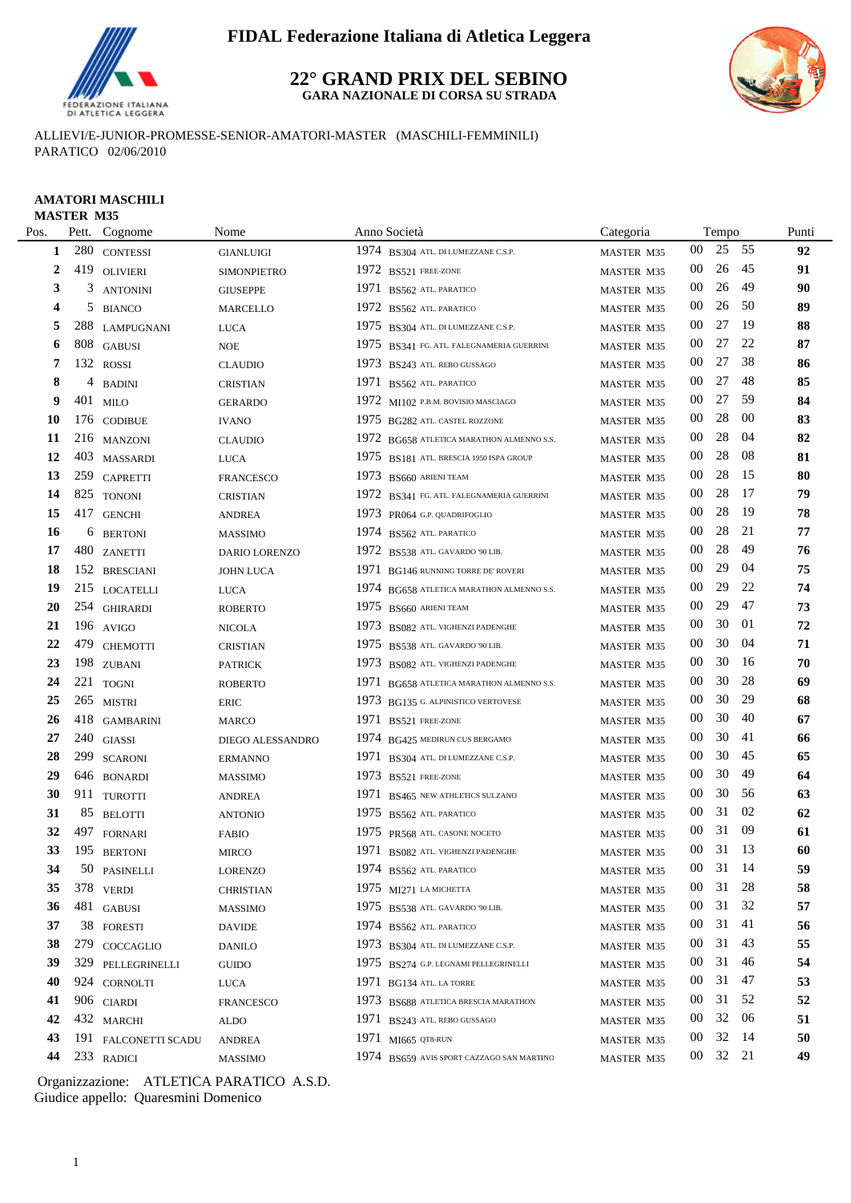# FIDAL Federazione Italiana di Atletica Leggera

## 22° GRAND PRIX DEL SEBINO

**GARA NAZIONALE DI CORSA SU STRADA**

ALLIEVI/E-JUNIOR-PROMESSE-SENIOR-AMATORI-MASTER (MASCHILI-FEMMINILI)
PARATICO 02/06/2010

**AMATORI MASCHILI**
**MASTER M35**

| Pos. | Pett. | Cognome | Nome | Anno | Società | Categoria | Tempo | Punti |
|---|---|---|---|---|---|---|---|---|
| 1 | 280 | CONTESSI | GIANLUIGI | 1974 | BS304 ATL. DI LUMEZZANE C.S.P. | MASTER M35 | 00 25 55 | 92 |
| 2 | 419 | OLIVIERI | SIMONPIETRO | 1972 | BS521 FREE-ZONE | MASTER M35 | 00 26 45 | 91 |
| 3 | 3 | ANTONINI | GIUSEPPE | 1971 | BS562 ATL. PARATICO | MASTER M35 | 00 26 49 | 90 |
| 4 | 5 | BIANCO | MARCELLO | 1972 | BS562 ATL. PARATICO | MASTER M35 | 00 26 50 | 89 |
| 5 | 288 | LAMPUGNANI | LUCA | 1975 | BS304 ATL. DI LUMEZZANE C.S.P. | MASTER M35 | 00 27 19 | 88 |
| 6 | 808 | GABUSI | NOE | 1975 | BS341 FG. ATL. FALEGNAMERIA GUERRINI | MASTER M35 | 00 27 22 | 87 |
| 7 | 132 | ROSSI | CLAUDIO | 1973 | BS243 ATL. REBO GUSSAGO | MASTER M35 | 00 27 38 | 86 |
| 8 | 4 | BADINI | CRISTIAN | 1971 | BS562 ATL. PARATICO | MASTER M35 | 00 27 48 | 85 |
| 9 | 401 | MILO | GERARDO | 1972 | MI102 P.B.M. BOVISIO MASCIAGO | MASTER M35 | 00 27 59 | 84 |
| 10 | 176 | CODIBUE | IVANO | 1975 | BG282 ATL. CASTEL ROZZONE | MASTER M35 | 00 28 00 | 83 |
| 11 | 216 | MANZONI | CLAUDIO | 1972 | BG658 ATLETICA MARATHON ALMENNO S.S. | MASTER M35 | 00 28 04 | 82 |
| 12 | 403 | MASSARDI | LUCA | 1975 | BS181 ATL. BRESCIA 1950 ISPA GROUP | MASTER M35 | 00 28 08 | 81 |
| 13 | 259 | CAPRETTI | FRANCESCO | 1973 | BS660 ARIENI TEAM | MASTER M35 | 00 28 15 | 80 |
| 14 | 825 | TONONI | CRISTIAN | 1972 | BS341 FG. ATL. FALEGNAMERIA GUERRINI | MASTER M35 | 00 28 17 | 79 |
| 15 | 417 | GENCHI | ANDREA | 1973 | PR064 G.P. QUADRIFOGLIO | MASTER M35 | 00 28 19 | 78 |
| 16 | 6 | BERTONI | MASSIMO | 1974 | BS562 ATL. PARATICO | MASTER M35 | 00 28 21 | 77 |
| 17 | 480 | ZANETTI | DARIO LORENZO | 1972 | BS538 ATL. GAVARDO '90 LIB. | MASTER M35 | 00 28 49 | 76 |
| 18 | 152 | BRESCIANI | JOHN LUCA | 1971 | BG146 RUNNING TORRE DE' ROVERI | MASTER M35 | 00 29 04 | 75 |
| 19 | 215 | LOCATELLI | LUCA | 1974 | BG658 ATLETICA MARATHON ALMENNO S.S. | MASTER M35 | 00 29 22 | 74 |
| 20 | 254 | GHIRARDI | ROBERTO | 1975 | BS660 ARIENI TEAM | MASTER M35 | 00 29 47 | 73 |
| 21 | 196 | AVIGO | NICOLA | 1973 | BS082 ATL. VIGHENZI PADENGHE | MASTER M35 | 00 30 01 | 72 |
| 22 | 479 | CHEMOTTI | CRISTIAN | 1975 | BS538 ATL. GAVARDO '90 LIB. | MASTER M35 | 00 30 04 | 71 |
| 23 | 198 | ZUBANI | PATRICK | 1973 | BS082 ATL. VIGHENZI PADENGHE | MASTER M35 | 00 30 16 | 70 |
| 24 | 221 | TOGNI | ROBERTO | 1971 | BG658 ATLETICA MARATHON ALMENNO S.S. | MASTER M35 | 00 30 28 | 69 |
| 25 | 265 | MISTRI | ERIC | 1973 | BG135 G. ALPINISTICO VERTOVESE | MASTER M35 | 00 30 29 | 68 |
| 26 | 418 | GAMBARINI | MARCO | 1971 | BS521 FREE-ZONE | MASTER M35 | 00 30 40 | 67 |
| 27 | 240 | GIASSI | DIEGO ALESSANDRO | 1974 | BG425 MEDIRUN CUS BERGAMO | MASTER M35 | 00 30 41 | 66 |
| 28 | 299 | SCARONI | ERMANNO | 1971 | BS304 ATL. DI LUMEZZANE C.S.P. | MASTER M35 | 00 30 45 | 65 |
| 29 | 646 | BONARDI | MASSIMO | 1973 | BS521 FREE-ZONE | MASTER M35 | 00 30 49 | 64 |
| 30 | 911 | TUROTTI | ANDREA | 1971 | BS465 NEW ATHLETICS SULZANO | MASTER M35 | 00 30 56 | 63 |
| 31 | 85 | BELOTTI | ANTONIO | 1975 | BS562 ATL. PARATICO | MASTER M35 | 00 31 02 | 62 |
| 32 | 497 | FORNARI | FABIO | 1975 | PR568 ATL. CASONE NOCETO | MASTER M35 | 00 31 09 | 61 |
| 33 | 195 | BERTONI | MIRCO | 1971 | BS082 ATL. VIGHENZI PADENGHE | MASTER M35 | 00 31 13 | 60 |
| 34 | 50 | PASINELLI | LORENZO | 1974 | BS562 ATL. PARATICO | MASTER M35 | 00 31 14 | 59 |
| 35 | 378 | VERDI | CHRISTIAN | 1975 | MI271 LA MICHETTA | MASTER M35 | 00 31 28 | 58 |
| 36 | 481 | GABUSI | MASSIMO | 1975 | BS538 ATL. GAVARDO '90 LIB. | MASTER M35 | 00 31 32 | 57 |
| 37 | 38 | FORESTI | DAVIDE | 1974 | BS562 ATL. PARATICO | MASTER M35 | 00 31 41 | 56 |
| 38 | 279 | COCCAGLIO | DANILO | 1973 | BS304 ATL. DI LUMEZZANE C.S.P. | MASTER M35 | 00 31 43 | 55 |
| 39 | 329 | PELLEGRINELLI | GUIDO | 1975 | BS274 G.P. LEGNAMI PELLEGRINELLI | MASTER M35 | 00 31 46 | 54 |
| 40 | 924 | CORNOLTI | LUCA | 1971 | BG134 ATL. LA TORRE | MASTER M35 | 00 31 47 | 53 |
| 41 | 906 | CIARDI | FRANCESCO | 1973 | BS688 ATLETICA BRESCIA MARATHON | MASTER M35 | 00 31 52 | 52 |
| 42 | 432 | MARCHI | ALDO | 1971 | BS243 ATL. REBO GUSSAGO | MASTER M35 | 00 32 06 | 51 |
| 43 | 191 | FALCONETTI SCADU | ANDREA | 1971 | MI665 QT8-RUN | MASTER M35 | 00 32 14 | 50 |
| 44 | 233 | RADICI | MASSIMO | 1974 | BS659 AVIS SPORT CAZZAGO SAN MARTINO | MASTER M35 | 00 32 21 | 49 |

Organizzazione: ATLETICA PARATICO A.S.D.
Giudice appello: Quaresmini Domenico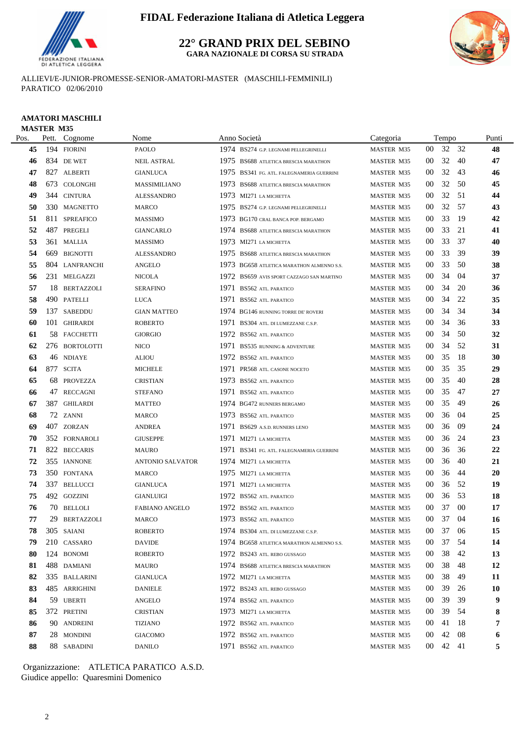# FIDAL Federazione Italiana di Atletica Leggera

## 22° GRAND PRIX DEL SEBINO

**GARA NAZIONALE DI CORSA SU STRADA**

ALLIEVI/E-JUNIOR-PROMESSE-SENIOR-AMATORI-MASTER (MASCHILI-FEMMINILI)
PARATICO 02/06/2010

### AMATORI MASCHILI

**MASTER M35**

| Pos. | Pett. | Cognome | Nome | Anno | Società | Categoria | Tempo | Punti |
|---|---|---|---|---|---|---|---|---|
| 45 | 194 | FIORINI | PAOLO | 1974 | BS274 G.P. LEGNAMI PELLEGRINELLI | MASTER M35 | 00 32 32 | 48 |
| 46 | 834 | DE WET | NEIL ASTRAL | 1975 | BS688 ATLETICA BRESCIA MARATHON | MASTER M35 | 00 32 40 | 47 |
| 47 | 827 | ALBERTI | GIANLUCA | 1975 | BS341 FG. ATL. FALEGNAMERIA GUERRINI | MASTER M35 | 00 32 43 | 46 |
| 48 | 673 | COLONGHI | MASSIMILIANO | 1973 | BS688 ATLETICA BRESCIA MARATHON | MASTER M35 | 00 32 50 | 45 |
| 49 | 344 | CINTURA | ALESSANDRO | 1973 | MI271 LA MICHETTA | MASTER M35 | 00 32 51 | 44 |
| 50 | 330 | MAGNETTO | MARCO | 1975 | BS274 G.P. LEGNAMI PELLEGRINELLI | MASTER M35 | 00 32 57 | 43 |
| 51 | 811 | SPREAFICO | MASSIMO | 1973 | BG170 CRAL BANCA POP. BERGAMO | MASTER M35 | 00 33 19 | 42 |
| 52 | 487 | PREGELI | GIANCARLO | 1974 | BS688 ATLETICA BRESCIA MARATHON | MASTER M35 | 00 33 21 | 41 |
| 53 | 361 | MALLIA | MASSIMO | 1973 | MI271 LA MICHETTA | MASTER M35 | 00 33 37 | 40 |
| 54 | 669 | BIGNOTTI | ALESSANDRO | 1975 | BS688 ATLETICA BRESCIA MARATHON | MASTER M35 | 00 33 39 | 39 |
| 55 | 804 | LANFRANCHI | ANGELO | 1973 | BG658 ATLETICA MARATHON ALMENNO S.S. | MASTER M35 | 00 33 50 | 38 |
| 56 | 231 | MELGAZZI | NICOLA | 1972 | BS659 AVIS SPORT CAZZAGO SAN MARTINO | MASTER M35 | 00 34 04 | 37 |
| 57 | 18 | BERTAZZOLI | SERAFINO | 1971 | BS562 ATL. PARATICO | MASTER M35 | 00 34 20 | 36 |
| 58 | 490 | PATELLI | LUCA | 1971 | BS562 ATL. PARATICO | MASTER M35 | 00 34 22 | 35 |
| 59 | 137 | SABEDDU | GIAN MATTEO | 1974 | BG146 RUNNING TORRE DE' ROVERI | MASTER M35 | 00 34 34 | 34 |
| 60 | 101 | GHIRARDI | ROBERTO | 1971 | BS304 ATL. DI LUMEZZANE C.S.P. | MASTER M35 | 00 34 36 | 33 |
| 61 | 58 | FACCHETTI | GIORGIO | 1972 | BS562 ATL. PARATICO | MASTER M35 | 00 34 50 | 32 |
| 62 | 276 | BORTOLOTTI | NICO | 1971 | BS535 RUNNING & ADVENTURE | MASTER M35 | 00 34 52 | 31 |
| 63 | 46 | NDIAYE | ALIOU | 1972 | BS562 ATL. PARATICO | MASTER M35 | 00 35 18 | 30 |
| 64 | 877 | SCITA | MICHELE | 1971 | PR568 ATL. CASONE NOCETO | MASTER M35 | 00 35 35 | 29 |
| 65 | 68 | PROVEZZA | CRISTIAN | 1973 | BS562 ATL. PARATICO | MASTER M35 | 00 35 40 | 28 |
| 66 | 47 | RECCAGNI | STEFANO | 1971 | BS562 ATL. PARATICO | MASTER M35 | 00 35 47 | 27 |
| 67 | 387 | GHILARDI | MATTEO | 1974 | BG472 RUNNERS BERGAMO | MASTER M35 | 00 35 49 | 26 |
| 68 | 72 | ZANNI | MARCO | 1973 | BS562 ATL. PARATICO | MASTER M35 | 00 36 04 | 25 |
| 69 | 407 | ZORZAN | ANDREA | 1971 | BS629 A.S.D. RUNNERS LENO | MASTER M35 | 00 36 09 | 24 |
| 70 | 352 | FORNAROLI | GIUSEPPE | 1971 | MI271 LA MICHETTA | MASTER M35 | 00 36 24 | 23 |
| 71 | 822 | BECCARIS | MAURO | 1971 | BS341 FG. ATL. FALEGNAMERIA GUERRINI | MASTER M35 | 00 36 36 | 22 |
| 72 | 355 | IANNONE | ANTONIO SALVATOR | 1974 | MI271 LA MICHETTA | MASTER M35 | 00 36 40 | 21 |
| 73 | 350 | FONTANA | MARCO | 1975 | MI271 LA MICHETTA | MASTER M35 | 00 36 44 | 20 |
| 74 | 337 | BELLUCCI | GIANLUCA | 1971 | MI271 LA MICHETTA | MASTER M35 | 00 36 52 | 19 |
| 75 | 492 | GOZZINI | GIANLUIGI | 1972 | BS562 ATL. PARATICO | MASTER M35 | 00 36 53 | 18 |
| 76 | 70 | BELLOLI | FABIANO ANGELO | 1972 | BS562 ATL. PARATICO | MASTER M35 | 00 37 00 | 17 |
| 77 | 29 | BERTAZZOLI | MARCO | 1973 | BS562 ATL. PARATICO | MASTER M35 | 00 37 04 | 16 |
| 78 | 305 | SAIANI | ROBERTO | 1974 | BS304 ATL. DI LUMEZZANE C.S.P. | MASTER M35 | 00 37 06 | 15 |
| 79 | 210 | CASSARO | DAVIDE | 1974 | BG658 ATLETICA MARATHON ALMENNO S.S. | MASTER M35 | 00 37 54 | 14 |
| 80 | 124 | BONOMI | ROBERTO | 1972 | BS243 ATL. REBO GUSSAGO | MASTER M35 | 00 38 42 | 13 |
| 81 | 488 | DAMIANI | MAURO | 1974 | BS688 ATLETICA BRESCIA MARATHON | MASTER M35 | 00 38 48 | 12 |
| 82 | 335 | BALLARINI | GIANLUCA | 1972 | MI271 LA MICHETTA | MASTER M35 | 00 38 49 | 11 |
| 83 | 485 | ARRIGHINI | DANIELE | 1972 | BS243 ATL. REBO GUSSAGO | MASTER M35 | 00 39 26 | 10 |
| 84 | 59 | UBERTI | ANGELO | 1974 | BS562 ATL. PARATICO | MASTER M35 | 00 39 39 | 9 |
| 85 | 372 | PRETINI | CRISTIAN | 1973 | MI271 LA MICHETTA | MASTER M35 | 00 39 54 | 8 |
| 86 | 90 | ANDREINI | TIZIANO | 1972 | BS562 ATL. PARATICO | MASTER M35 | 00 41 18 | 7 |
| 87 | 28 | MONDINI | GIACOMO | 1972 | BS562 ATL. PARATICO | MASTER M35 | 00 42 08 | 6 |
| 88 | 88 | SABADINI | DANILO | 1971 | BS562 ATL. PARATICO | MASTER M35 | 00 42 41 | 5 |

Organizzazione: ATLETICA PARATICO A.S.D.
Giudice appello: Quaresmini Domenico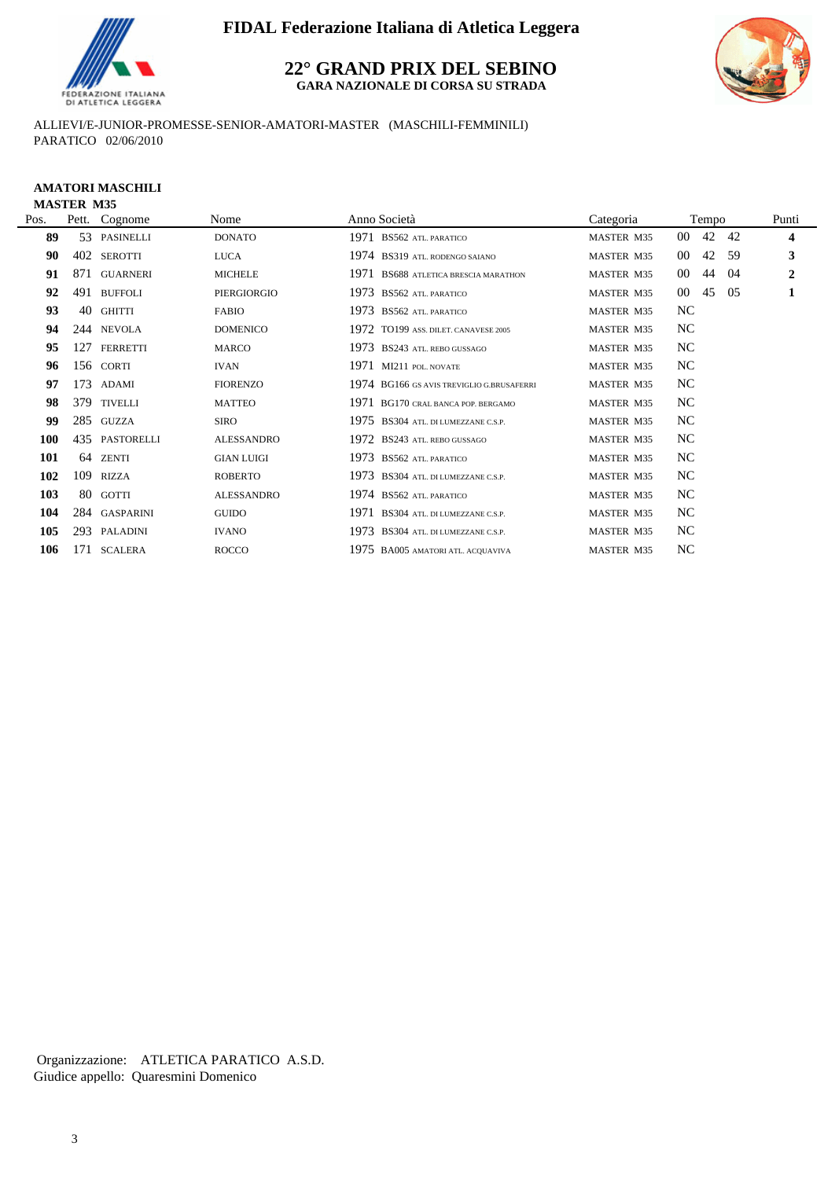FIDAL Federazione Italiana di Atletica Leggera

# 22° GRAND PRIX DEL SEBINO

**GARA NAZIONALE DI CORSA SU STRADA**

ALLIEVI/E-JUNIOR-PROMESSE-SENIOR-AMATORI-MASTER (MASCHILI-FEMMINILI)
PARATICO 02/06/2010

**AMATORI MASCHILI**
**MASTER M35**

| Pos. | Pett. | Cognome | Nome | Anno | Società | Categoria | Tempo | Punti |
|---|---|---|---|---|---|---|---|---|
| **89** | 53 | PASINELLI | DONATO | 1971 | BS562 ATL. PARATICO | MASTER M35 | 00 42 42 | **4** |
| **90** | 402 | SEROTTI | LUCA | 1974 | BS319 ATL. RODENGO SAIANO | MASTER M35 | 00 42 59 | **3** |
| **91** | 871 | GUARNERI | MICHELE | 1971 | BS688 ATLETICA BRESCIA MARATHON | MASTER M35 | 00 44 04 | **2** |
| **92** | 491 | BUFFOLI | PIERGIORGIO | 1973 | BS562 ATL. PARATICO | MASTER M35 | 00 45 05 | **1** |
| **93** | 40 | GHITTI | FABIO | 1973 | BS562 ATL. PARATICO | MASTER M35 | NC | |
| **94** | 244 | NEVOLA | DOMENICO | 1972 | TO199 ASS. DILET. CANAVESE 2005 | MASTER M35 | NC | |
| **95** | 127 | FERRETTI | MARCO | 1973 | BS243 ATL. REBO GUSSAGO | MASTER M35 | NC | |
| **96** | 156 | CORTI | IVAN | 1971 | MI211 POL. NOVATE | MASTER M35 | NC | |
| **97** | 173 | ADAMI | FIORENZO | 1974 | BG166 GS AVIS TREVIGLIO G.BRUSAFERRI | MASTER M35 | NC | |
| **98** | 379 | TIVELLI | MATTEO | 1971 | BG170 CRAL BANCA POP. BERGAMO | MASTER M35 | NC | |
| **99** | 285 | GUZZA | SIRO | 1975 | BS304 ATL. DI LUMEZZANE C.S.P. | MASTER M35 | NC | |
| **100** | 435 | PASTORELLI | ALESSANDRO | 1972 | BS243 ATL. REBO GUSSAGO | MASTER M35 | NC | |
| **101** | 64 | ZENTI | GIAN LUIGI | 1973 | BS562 ATL. PARATICO | MASTER M35 | NC | |
| **102** | 109 | RIZZA | ROBERTO | 1973 | BS304 ATL. DI LUMEZZANE C.S.P. | MASTER M35 | NC | |
| **103** | 80 | GOTTI | ALESSANDRO | 1974 | BS562 ATL. PARATICO | MASTER M35 | NC | |
| **104** | 284 | GASPARINI | GUIDO | 1971 | BS304 ATL. DI LUMEZZANE C.S.P. | MASTER M35 | NC | |
| **105** | 293 | PALADINI | IVANO | 1973 | BS304 ATL. DI LUMEZZANE C.S.P. | MASTER M35 | NC | |
| **106** | 171 | SCALERA | ROCCO | 1975 | BA005 AMATORI ATL. ACQUAVIVA | MASTER M35 | NC | |

Organizzazione: ATLETICA PARATICO A.S.D.
Giudice appello: Quaresmini Domenico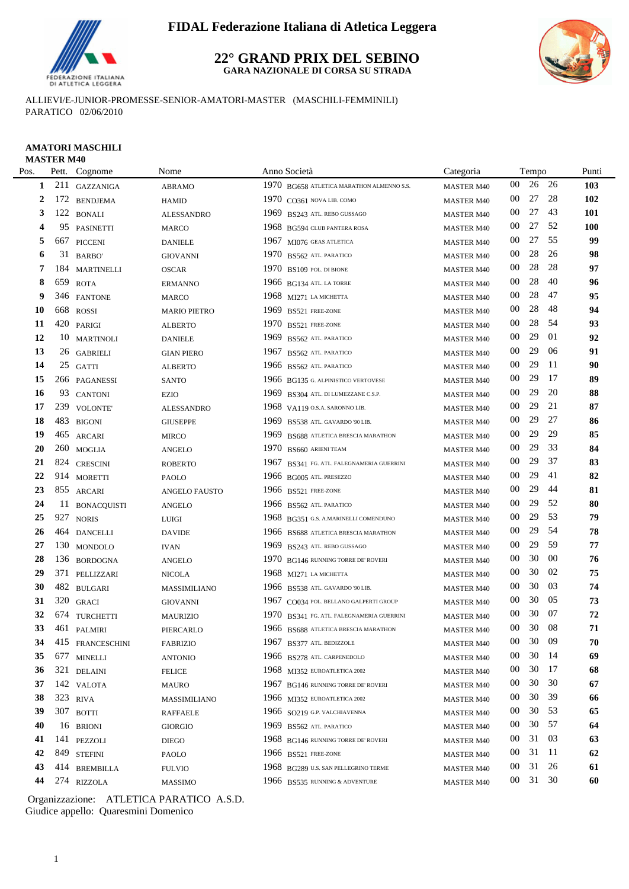# FIDAL Federazione Italiana di Atletica Leggera

## 22° GRAND PRIX DEL SEBINO

**GARA NAZIONALE DI CORSA SU STRADA**

ALLIEVI/E-JUNIOR-PROMESSE-SENIOR-AMATORI-MASTER (MASCHILI-FEMMINILI)
PARATICO 02/06/2010

### AMATORI MASCHILI
### MASTER M40

| Pos. | Pett. | Cognome | Nome | Anno | Società | Categoria | Tempo | | | Punti |
|---|---|---|---|---|---|---|---|---|---|---|
| **1** | 211 | GAZZANIGA | ABRAMO | 1970 | BG658 ATLETICA MARATHON ALMENNO S.S. | MASTER M40 | 00 | 26 | 26 | **103** |
| **2** | 172 | BENDJEMA | HAMID | 1970 | CO361 NOVA LIB. COMO | MASTER M40 | 00 | 27 | 28 | **102** |
| **3** | 122 | BONALI | ALESSANDRO | 1969 | BS243 ATL. REBO GUSSAGO | MASTER M40 | 00 | 27 | 43 | **101** |
| **4** | 95 | PASINETTI | MARCO | 1968 | BG594 CLUB PANTERA ROSA | MASTER M40 | 00 | 27 | 52 | **100** |
| **5** | 667 | PICCENI | DANIELE | 1967 | MI076 GEAS ATLETICA | MASTER M40 | 00 | 27 | 55 | **99** |
| **6** | 31 | BARBO' | GIOVANNI | 1970 | BS562 ATL. PARATICO | MASTER M40 | 00 | 28 | 26 | **98** |
| **7** | 184 | MARTINELLI | OSCAR | 1970 | BS109 POL. DI BIONE | MASTER M40 | 00 | 28 | 28 | **97** |
| **8** | 659 | ROTA | ERMANNO | 1966 | BG134 ATL. LA TORRE | MASTER M40 | 00 | 28 | 40 | **96** |
| **9** | 346 | FANTONE | MARCO | 1968 | MI271 LA MICHETTA | MASTER M40 | 00 | 28 | 47 | **95** |
| **10** | 668 | ROSSI | MARIO PIETRO | 1969 | BS521 FREE-ZONE | MASTER M40 | 00 | 28 | 48 | **94** |
| **11** | 420 | PARIGI | ALBERTO | 1970 | BS521 FREE-ZONE | MASTER M40 | 00 | 28 | 54 | **93** |
| **12** | 10 | MARTINOLI | DANIELE | 1969 | BS562 ATL. PARATICO | MASTER M40 | 00 | 29 | 01 | **92** |
| **13** | 26 | GABRIELI | GIAN PIERO | 1967 | BS562 ATL. PARATICO | MASTER M40 | 00 | 29 | 06 | **91** |
| **14** | 25 | GATTI | ALBERTO | 1966 | BS562 ATL. PARATICO | MASTER M40 | 00 | 29 | 11 | **90** |
| **15** | 266 | PAGANESSI | SANTO | 1966 | BG135 G. ALPINISTICO VERTOVESE | MASTER M40 | 00 | 29 | 17 | **89** |
| **16** | 93 | CANTONI | EZIO | 1969 | BS304 ATL. DI LUMEZZANE C.S.P. | MASTER M40 | 00 | 29 | 20 | **88** |
| **17** | 239 | VOLONTE' | ALESSANDRO | 1968 | VA119 O.S.A. SARONNO LIB. | MASTER M40 | 00 | 29 | 21 | **87** |
| **18** | 483 | BIGONI | GIUSEPPE | 1969 | BS538 ATL. GAVARDO '90 LIB. | MASTER M40 | 00 | 29 | 27 | **86** |
| **19** | 465 | ARCARI | MIRCO | 1969 | BS688 ATLETICA BRESCIA MARATHON | MASTER M40 | 00 | 29 | 29 | **85** |
| **20** | 260 | MOGLIA | ANGELO | 1970 | BS660 ARIENI TEAM | MASTER M40 | 00 | 29 | 33 | **84** |
| **21** | 824 | CRESCINI | ROBERTO | 1967 | BS341 FG. ATL. FALEGNAMERIA GUERRINI | MASTER M40 | 00 | 29 | 37 | **83** |
| **22** | 914 | MORETTI | PAOLO | 1966 | BG005 ATL. PRESEZZO | MASTER M40 | 00 | 29 | 41 | **82** |
| **23** | 855 | ARCARI | ANGELO FAUSTO | 1966 | BS521 FREE-ZONE | MASTER M40 | 00 | 29 | 44 | **81** |
| **24** | 11 | BONACQUISTI | ANGELO | 1966 | BS562 ATL. PARATICO | MASTER M40 | 00 | 29 | 52 | **80** |
| **25** | 927 | NORIS | LUIGI | 1968 | BG351 G.S. A.MARINELLI COMENDUNO | MASTER M40 | 00 | 29 | 53 | **79** |
| **26** | 464 | DANCELLI | DAVIDE | 1966 | BS688 ATLETICA BRESCIA MARATHON | MASTER M40 | 00 | 29 | 54 | **78** |
| **27** | 130 | MONDOLO | IVAN | 1969 | BS243 ATL. REBO GUSSAGO | MASTER M40 | 00 | 29 | 59 | **77** |
| **28** | 136 | BORDOGNA | ANGELO | 1970 | BG146 RUNNING TORRE DE' ROVERI | MASTER M40 | 00 | 30 | 00 | **76** |
| **29** | 371 | PELLIZZARI | NICOLA | 1968 | MI271 LA MICHETTA | MASTER M40 | 00 | 30 | 02 | **75** |
| **30** | 482 | BULGARI | MASSIMILIANO | 1966 | BS538 ATL. GAVARDO '90 LIB. | MASTER M40 | 00 | 30 | 03 | **74** |
| **31** | 320 | GRACI | GIOVANNI | 1967 | CO034 POL. BELLANO GALPERTI GROUP | MASTER M40 | 00 | 30 | 05 | **73** |
| **32** | 674 | TURCHETTI | MAURIZIO | 1970 | BS341 FG. ATL. FALEGNAMERIA GUERRINI | MASTER M40 | 00 | 30 | 07 | **72** |
| **33** | 461 | PALMIRI | PIERCARLO | 1966 | BS688 ATLETICA BRESCIA MARATHON | MASTER M40 | 00 | 30 | 08 | **71** |
| **34** | 415 | FRANCESCHINI | FABRIZIO | 1967 | BS377 ATL. BEDIZZOLE | MASTER M40 | 00 | 30 | 09 | **70** |
| **35** | 677 | MINELLI | ANTONIO | 1966 | BS278 ATL. CARPENEDOLO | MASTER M40 | 00 | 30 | 14 | **69** |
| **36** | 321 | DELAINI | FELICE | 1968 | MI352 EUROATLETICA 2002 | MASTER M40 | 00 | 30 | 17 | **68** |
| **37** | 142 | VALOTA | MAURO | 1967 | BG146 RUNNING TORRE DE' ROVERI | MASTER M40 | 00 | 30 | 30 | **67** |
| **38** | 323 | RIVA | MASSIMILIANO | 1966 | MI352 EUROATLETICA 2002 | MASTER M40 | 00 | 30 | 39 | **66** |
| **39** | 307 | BOTTI | RAFFAELE | 1966 | SO219 G.P. VALCHIAVENNA | MASTER M40 | 00 | 30 | 53 | **65** |
| **40** | 16 | BRIONI | GIORGIO | 1969 | BS562 ATL. PARATICO | MASTER M40 | 00 | 30 | 57 | **64** |
| **41** | 141 | PEZZOLI | DIEGO | 1968 | BG146 RUNNING TORRE DE' ROVERI | MASTER M40 | 00 | 31 | 03 | **63** |
| **42** | 849 | STEFINI | PAOLO | 1966 | BS521 FREE-ZONE | MASTER M40 | 00 | 31 | 11 | **62** |
| **43** | 414 | BREMBILLA | FULVIO | 1968 | BG289 U.S. SAN PELLEGRINO TERME | MASTER M40 | 00 | 31 | 26 | **61** |
| **44** | 274 | RIZZOLA | MASSIMO | 1966 | BS535 RUNNING & ADVENTURE | MASTER M40 | 00 | 31 | 30 | **60** |

Organizzazione: ATLETICA PARATICO A.S.D.
Giudice appello: Quaresmini Domenico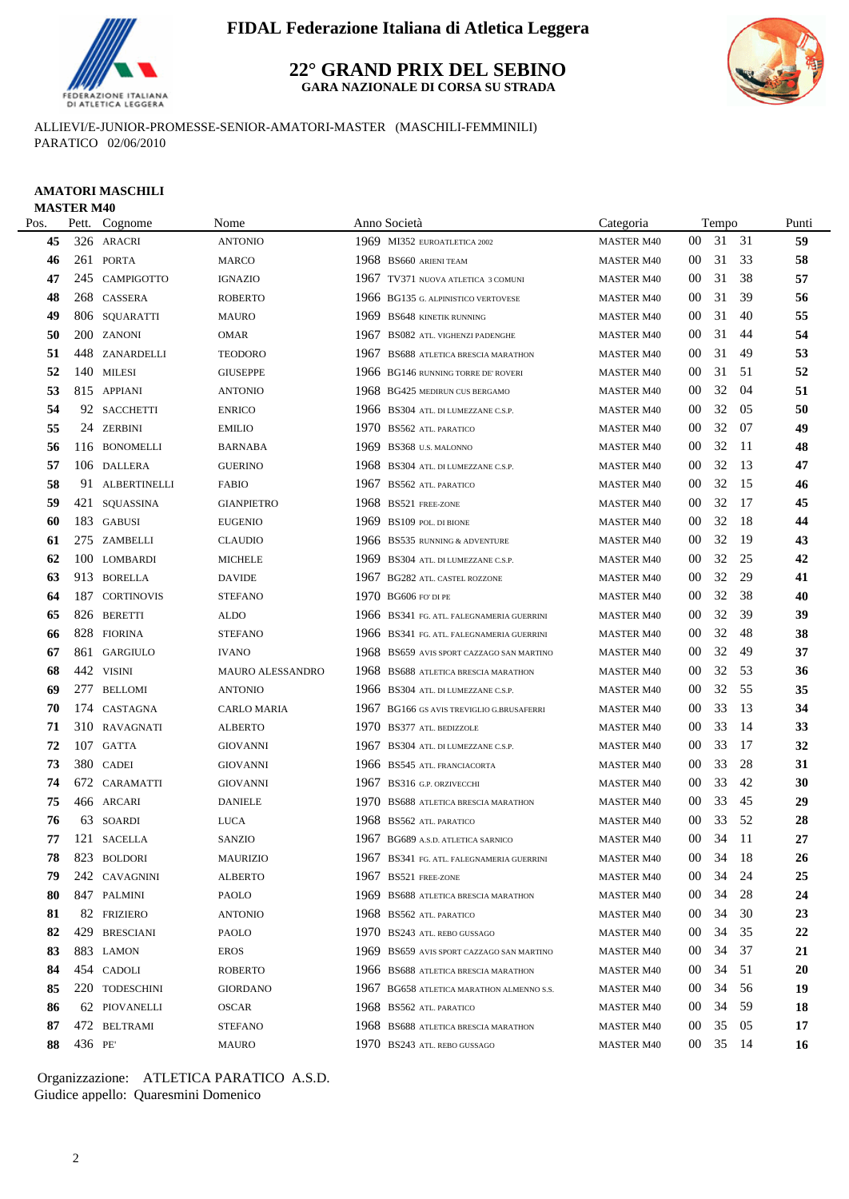# FIDAL Federazione Italiana di Atletica Leggera

## 22° GRAND PRIX DEL SEBINO

### GARA NAZIONALE DI CORSA SU STRADA

ALLIEVI/E-JUNIOR-PROMESSE-SENIOR-AMATORI-MASTER (MASCHILI-FEMMINILI)
PARATICO 02/06/2010

**AMATORI MASCHILI**
**MASTER M40**

| Pos. | Pett. | Cognome | Nome | Anno | Società | Categoria | Tempo | | | Punti |
|---|---|---|---|---|---|---|---|---|---|---|
| **45** | 326 | ARACRI | ANTONIO | 1969 | MI352 EUROATLETICA 2002 | MASTER M40 | 00 | 31 | 31 | **59** |
| **46** | 261 | PORTA | MARCO | 1968 | BS660 ARIENI TEAM | MASTER M40 | 00 | 31 | 33 | **58** |
| **47** | 245 | CAMPIGOTTO | IGNAZIO | 1967 | TV371 NUOVA ATLETICA 3 COMUNI | MASTER M40 | 00 | 31 | 38 | **57** |
| **48** | 268 | CASSERA | ROBERTO | 1966 | BG135 G. ALPINISTICO VERTOVESE | MASTER M40 | 00 | 31 | 39 | **56** |
| **49** | 806 | SQUARATTI | MAURO | 1969 | BS648 KINETIK RUNNING | MASTER M40 | 00 | 31 | 40 | **55** |
| **50** | 200 | ZANONI | OMAR | 1967 | BS082 ATL. VIGHENZI PADENGHE | MASTER M40 | 00 | 31 | 44 | **54** |
| **51** | 448 | ZANARDELLI | TEODORO | 1967 | BS688 ATLETICA BRESCIA MARATHON | MASTER M40 | 00 | 31 | 49 | **53** |
| **52** | 140 | MILESI | GIUSEPPE | 1966 | BG146 RUNNING TORRE DE' ROVERI | MASTER M40 | 00 | 31 | 51 | **52** |
| **53** | 815 | APPIANI | ANTONIO | 1968 | BG425 MEDIRUN CUS BERGAMO | MASTER M40 | 00 | 32 | 04 | **51** |
| **54** | 92 | SACCHETTI | ENRICO | 1966 | BS304 ATL. DI LUMEZZANE C.S.P. | MASTER M40 | 00 | 32 | 05 | **50** |
| **55** | 24 | ZERBINI | EMILIO | 1970 | BS562 ATL. PARATICO | MASTER M40 | 00 | 32 | 07 | **49** |
| **56** | 116 | BONOMELLI | BARNABA | 1969 | BS368 U.S. MALONNO | MASTER M40 | 00 | 32 | 11 | **48** |
| **57** | 106 | DALLERA | GUERINO | 1968 | BS304 ATL. DI LUMEZZANE C.S.P. | MASTER M40 | 00 | 32 | 13 | **47** |
| **58** | 91 | ALBERTINELLI | FABIO | 1967 | BS562 ATL. PARATICO | MASTER M40 | 00 | 32 | 15 | **46** |
| **59** | 421 | SQUASSINA | GIANPIETRO | 1968 | BS521 FREE-ZONE | MASTER M40 | 00 | 32 | 17 | **45** |
| **60** | 183 | GABUSI | EUGENIO | 1969 | BS109 POL. DI BIONE | MASTER M40 | 00 | 32 | 18 | **44** |
| **61** | 275 | ZAMBELLI | CLAUDIO | 1966 | BS535 RUNNING & ADVENTURE | MASTER M40 | 00 | 32 | 19 | **43** |
| **62** | 100 | LOMBARDI | MICHELE | 1969 | BS304 ATL. DI LUMEZZANE C.S.P. | MASTER M40 | 00 | 32 | 25 | **42** |
| **63** | 913 | BORELLA | DAVIDE | 1967 | BG282 ATL. CASTEL ROZZONE | MASTER M40 | 00 | 32 | 29 | **41** |
| **64** | 187 | CORTINOVIS | STEFANO | 1970 | BG606 FO' DI PE | MASTER M40 | 00 | 32 | 38 | **40** |
| **65** | 826 | BERETTI | ALDO | 1966 | BS341 FG. ATL. FALEGNAMERIA GUERRINI | MASTER M40 | 00 | 32 | 39 | **39** |
| **66** | 828 | FIORINA | STEFANO | 1966 | BS341 FG. ATL. FALEGNAMERIA GUERRINI | MASTER M40 | 00 | 32 | 48 | **38** |
| **67** | 861 | GARGIULO | IVANO | 1968 | BS659 AVIS SPORT CAZZAGO SAN MARTINO | MASTER M40 | 00 | 32 | 49 | **37** |
| **68** | 442 | VISINI | MAURO ALESSANDRO | 1968 | BS688 ATLETICA BRESCIA MARATHON | MASTER M40 | 00 | 32 | 53 | **36** |
| **69** | 277 | BELLOMI | ANTONIO | 1966 | BS304 ATL. DI LUMEZZANE C.S.P. | MASTER M40 | 00 | 32 | 55 | **35** |
| **70** | 174 | CASTAGNA | CARLO MARIA | 1967 | BG166 GS AVIS TREVIGLIO G.BRUSAFERRI | MASTER M40 | 00 | 33 | 13 | **34** |
| **71** | 310 | RAVAGNATI | ALBERTO | 1970 | BS377 ATL. BEDIZZOLE | MASTER M40 | 00 | 33 | 14 | **33** |
| **72** | 107 | GATTA | GIOVANNI | 1967 | BS304 ATL. DI LUMEZZANE C.S.P. | MASTER M40 | 00 | 33 | 17 | **32** |
| **73** | 380 | CADEI | GIOVANNI | 1966 | BS545 ATL. FRANCIACORTA | MASTER M40 | 00 | 33 | 28 | **31** |
| **74** | 672 | CARAMATTI | GIOVANNI | 1967 | BS316 G.P. ORZIVECCHI | MASTER M40 | 00 | 33 | 42 | **30** |
| **75** | 466 | ARCARI | DANIELE | 1970 | BS688 ATLETICA BRESCIA MARATHON | MASTER M40 | 00 | 33 | 45 | **29** |
| **76** | 63 | SOARDI | LUCA | 1968 | BS562 ATL. PARATICO | MASTER M40 | 00 | 33 | 52 | **28** |
| **77** | 121 | SACELLA | SANZIO | 1967 | BG689 A.S.D. ATLETICA SARNICO | MASTER M40 | 00 | 34 | 11 | **27** |
| **78** | 823 | BOLDORI | MAURIZIO | 1967 | BS341 FG. ATL. FALEGNAMERIA GUERRINI | MASTER M40 | 00 | 34 | 18 | **26** |
| **79** | 242 | CAVAGNINI | ALBERTO | 1967 | BS521 FREE-ZONE | MASTER M40 | 00 | 34 | 24 | **25** |
| **80** | 847 | PALMINI | PAOLO | 1969 | BS688 ATLETICA BRESCIA MARATHON | MASTER M40 | 00 | 34 | 28 | **24** |
| **81** | 82 | FRIZIERO | ANTONIO | 1968 | BS562 ATL. PARATICO | MASTER M40 | 00 | 34 | 30 | **23** |
| **82** | 429 | BRESCIANI | PAOLO | 1970 | BS243 ATL. REBO GUSSAGO | MASTER M40 | 00 | 34 | 35 | **22** |
| **83** | 883 | LAMON | EROS | 1969 | BS659 AVIS SPORT CAZZAGO SAN MARTINO | MASTER M40 | 00 | 34 | 37 | **21** |
| **84** | 454 | CADOLI | ROBERTO | 1966 | BS688 ATLETICA BRESCIA MARATHON | MASTER M40 | 00 | 34 | 51 | **20** |
| **85** | 220 | TODESCHINI | GIORDANO | 1967 | BG658 ATLETICA MARATHON ALMENNO S.S. | MASTER M40 | 00 | 34 | 56 | **19** |
| **86** | 62 | PIOVANELLI | OSCAR | 1968 | BS562 ATL. PARATICO | MASTER M40 | 00 | 34 | 59 | **18** |
| **87** | 472 | BELTRAMI | STEFANO | 1968 | BS688 ATLETICA BRESCIA MARATHON | MASTER M40 | 00 | 35 | 05 | **17** |
| **88** | 436 | PE' | MAURO | 1970 | BS243 ATL. REBO GUSSAGO | MASTER M40 | 00 | 35 | 14 | **16** |

Organizzazione: ATLETICA PARATICO A.S.D.
Giudice appello: Quaresmini Domenico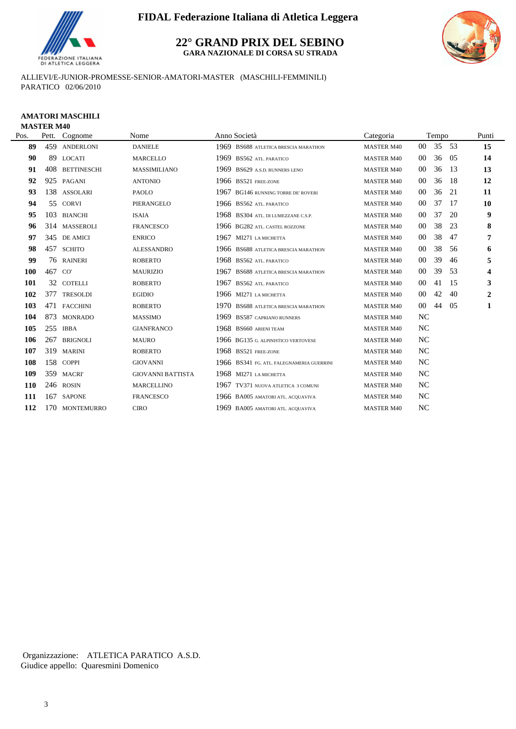# FIDAL Federazione Italiana di Atletica Leggera

## 22° GRAND PRIX DEL SEBINO

**GARA NAZIONALE DI CORSA SU STRADA**

ALLIEVI/E-JUNIOR-PROMESSE-SENIOR-AMATORI-MASTER (MASCHILI-FEMMINILI)
PARATICO 02/06/2010

### AMATORI MASCHILI

**MASTER M40**

| Pos. | Pett. | Cognome | Nome | Anno | Società | Categoria | Tempo | Punti |
|---|---|---|---|---|---|---|---|---|
| **89** | 459 | ANDERLONI | DANIELE | 1969 | BS688 ATLETICA BRESCIA MARATHON | MASTER M40 | 00 35 53 | **15** |
| **90** | 89 | LOCATI | MARCELLO | 1969 | BS562 ATL. PARATICO | MASTER M40 | 00 36 05 | **14** |
| **91** | 408 | BETTINESCHI | MASSIMILIANO | 1969 | BS629 A.S.D. RUNNERS LENO | MASTER M40 | 00 36 13 | **13** |
| **92** | 925 | PAGANI | ANTONIO | 1966 | BS521 FREE-ZONE | MASTER M40 | 00 36 18 | **12** |
| **93** | 138 | ASSOLARI | PAOLO | 1967 | BG146 RUNNING TORRE DE' ROVERI | MASTER M40 | 00 36 21 | **11** |
| **94** | 55 | CORVI | PIERANGELO | 1966 | BS562 ATL. PARATICO | MASTER M40 | 00 37 17 | **10** |
| **95** | 103 | BIANCHI | ISAIA | 1968 | BS304 ATL. DI LUMEZZANE C.S.P. | MASTER M40 | 00 37 20 | **9** |
| **96** | 314 | MASSEROLI | FRANCESCO | 1966 | BG282 ATL. CASTEL ROZZONE | MASTER M40 | 00 38 23 | **8** |
| **97** | 345 | DE AMICI | ENRICO | 1967 | MI271 LA MICHETTA | MASTER M40 | 00 38 47 | **7** |
| **98** | 457 | SCHITO | ALESSANDRO | 1966 | BS688 ATLETICA BRESCIA MARATHON | MASTER M40 | 00 38 56 | **6** |
| **99** | 76 | RAINERI | ROBERTO | 1968 | BS562 ATL. PARATICO | MASTER M40 | 00 39 46 | **5** |
| **100** | 467 | CO' | MAURIZIO | 1967 | BS688 ATLETICA BRESCIA MARATHON | MASTER M40 | 00 39 53 | **4** |
| **101** | 32 | COTELLI | ROBERTO | 1967 | BS562 ATL. PARATICO | MASTER M40 | 00 41 15 | **3** |
| **102** | 377 | TRESOLDI | EGIDIO | 1966 | MI271 LA MICHETTA | MASTER M40 | 00 42 40 | **2** |
| **103** | 471 | FACCHINI | ROBERTO | 1970 | BS688 ATLETICA BRESCIA MARATHON | MASTER M40 | 00 44 05 | **1** |
| **104** | 873 | MONRADO | MASSIMO | 1969 | BS587 CAPRIANO RUNNERS | MASTER M40 | NC | |
| **105** | 255 | IBBA | GIANFRANCO | 1968 | BS660 ARIENI TEAM | MASTER M40 | NC | |
| **106** | 267 | BRIGNOLI | MAURO | 1966 | BG135 G. ALPINISTICO VERTOVESE | MASTER M40 | NC | |
| **107** | 319 | MARINI | ROBERTO | 1968 | BS521 FREE-ZONE | MASTER M40 | NC | |
| **108** | 158 | COPPI | GIOVANNI | 1966 | BS341 FG. ATL. FALEGNAMERIA GUERRINI | MASTER M40 | NC | |
| **109** | 359 | MACRI' | GIOVANNI BATTISTA | 1968 | MI271 LA MICHETTA | MASTER M40 | NC | |
| **110** | 246 | ROSIN | MARCELLINO | 1967 | TV371 NUOVA ATLETICA 3 COMUNI | MASTER M40 | NC | |
| **111** | 167 | SAPONE | FRANCESCO | 1966 | BA005 AMATORI ATL. ACQUAVIVA | MASTER M40 | NC | |
| **112** | 170 | MONTEMURRO | CIRO | 1969 | BA005 AMATORI ATL. ACQUAVIVA | MASTER M40 | NC | |

Organizzazione: ATLETICA PARATICO A.S.D.
Giudice appello: Quaresmini Domenico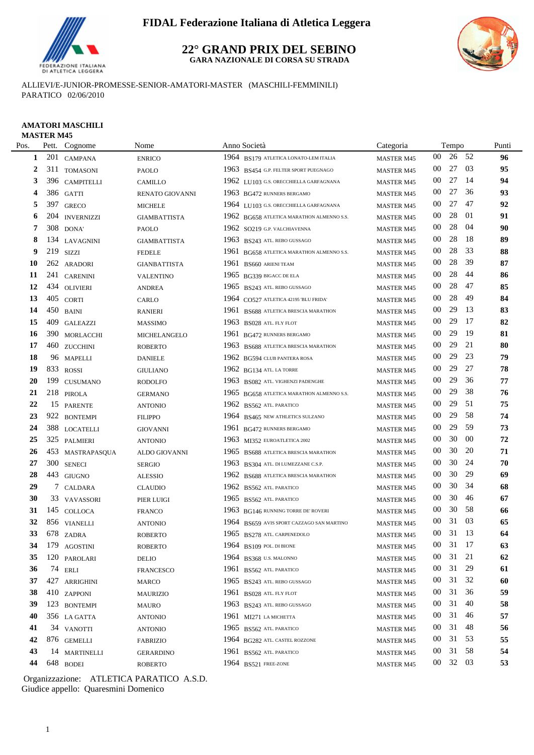# FIDAL Federazione Italiana di Atletica Leggera

## 22° GRAND PRIX DEL SEBINO
### GARA NAZIONALE DI CORSA SU STRADA

ALLIEVI/E-JUNIOR-PROMESSE-SENIOR-AMATORI-MASTER (MASCHILI-FEMMINILI)
PARATICO 02/06/2010

**AMATORI MASCHILI**
**MASTER M45**

| Pos. | Pett. | Cognome | Nome | Anno | Società | Categoria | Tempo | Punti |
|---|---|---|---|---|---|---|---|---|
| **1** | 201 | CAMPANA | ENRICO | 1964 | BS179 ATLETICA LONATO-LEM ITALIA | MASTER M45 | 00 26 52 | **96** |
| **2** | 311 | TOMASONI | PAOLO | 1963 | BS454 G.P. FELTER SPORT PUEGNAGO | MASTER M45 | 00 27 03 | **95** |
| **3** | 396 | CAMPITELLI | CAMILLO | 1962 | LU103 G.S. ORECCHIELLA GARFAGNANA | MASTER M45 | 00 27 14 | **94** |
| **4** | 386 | GATTI | RENATO GIOVANNI | 1963 | BG472 RUNNERS BERGAMO | MASTER M45 | 00 27 36 | **93** |
| **5** | 397 | GRECO | MICHELE | 1964 | LU103 G.S. ORECCHIELLA GARFAGNANA | MASTER M45 | 00 27 47 | **92** |
| **6** | 204 | INVERNIZZI | GIAMBATTISTA | 1962 | BG658 ATLETICA MARATHON ALMENNO S.S. | MASTER M45 | 00 28 01 | **91** |
| **7** | 308 | DONA' | PAOLO | 1962 | SO219 G.P. VALCHIAVENNA | MASTER M45 | 00 28 04 | **90** |
| **8** | 134 | LAVAGNINI | GIAMBATTISTA | 1963 | BS243 ATL. REBO GUSSAGO | MASTER M45 | 00 28 18 | **89** |
| **9** | 219 | SIZZI | FEDELE | 1961 | BG658 ATLETICA MARATHON ALMENNO S.S. | MASTER M45 | 00 28 33 | **88** |
| **10** | 262 | ARADORI | GIANBATTISTA | 1961 | BS660 ARIENI TEAM | MASTER M45 | 00 28 39 | **87** |
| **11** | 241 | CARENINI | VALENTINO | 1965 | BG339 BIGACC DE ELA | MASTER M45 | 00 28 44 | **86** |
| **12** | 434 | OLIVIERI | ANDREA | 1965 | BS243 ATL. REBO GUSSAGO | MASTER M45 | 00 28 47 | **85** |
| **13** | 405 | CORTI | CARLO | 1964 | CO527 ATLETICA 42195 'BLU FRIDA' | MASTER M45 | 00 28 49 | **84** |
| **14** | 450 | BAINI | RANIERI | 1961 | BS688 ATLETICA BRESCIA MARATHON | MASTER M45 | 00 29 13 | **83** |
| **15** | 409 | GALEAZZI | MASSIMO | 1963 | BS028 ATL. FLY FLOT | MASTER M45 | 00 29 17 | **82** |
| **16** | 390 | MORLACCHI | MICHELANGELO | 1961 | BG472 RUNNERS BERGAMO | MASTER M45 | 00 29 19 | **81** |
| **17** | 460 | ZUCCHINI | ROBERTO | 1963 | BS688 ATLETICA BRESCIA MARATHON | MASTER M45 | 00 29 21 | **80** |
| **18** | 96 | MAPELLI | DANIELE | 1962 | BG594 CLUB PANTERA ROSA | MASTER M45 | 00 29 23 | **79** |
| **19** | 833 | ROSSI | GIULIANO | 1962 | BG134 ATL. LA TORRE | MASTER M45 | 00 29 27 | **78** |
| **20** | 199 | CUSUMANO | RODOLFO | 1963 | BS082 ATL. VIGHENZI PADENGHE | MASTER M45 | 00 29 36 | **77** |
| **21** | 218 | PIROLA | GERMANO | 1965 | BG658 ATLETICA MARATHON ALMENNO S.S. | MASTER M45 | 00 29 38 | **76** |
| **22** | 15 | PARENTE | ANTONIO | 1962 | BS562 ATL. PARATICO | MASTER M45 | 00 29 51 | **75** |
| **23** | 922 | BONTEMPI | FILIPPO | 1964 | BS465 NEW ATHLETICS SULZANO | MASTER M45 | 00 29 58 | **74** |
| **24** | 388 | LOCATELLI | GIOVANNI | 1961 | BG472 RUNNERS BERGAMO | MASTER M45 | 00 29 59 | **73** |
| **25** | 325 | PALMIERI | ANTONIO | 1963 | MI352 EUROATLETICA 2002 | MASTER M45 | 00 30 00 | **72** |
| **26** | 453 | MASTRAPASQUA | ALDO GIOVANNI | 1965 | BS688 ATLETICA BRESCIA MARATHON | MASTER M45 | 00 30 20 | **71** |
| **27** | 300 | SENECI | SERGIO | 1963 | BS304 ATL. DI LUMEZZANE C.S.P. | MASTER M45 | 00 30 24 | **70** |
| **28** | 443 | GIUGNO | ALESSIO | 1962 | BS688 ATLETICA BRESCIA MARATHON | MASTER M45 | 00 30 29 | **69** |
| **29** | 7 | CALDARA | CLAUDIO | 1962 | BS562 ATL. PARATICO | MASTER M45 | 00 30 34 | **68** |
| **30** | 33 | VAVASSORI | PIER LUIGI | 1965 | BS562 ATL. PARATICO | MASTER M45 | 00 30 46 | **67** |
| **31** | 145 | COLLOCA | FRANCO | 1963 | BG146 RUNNING TORRE DE' ROVERI | MASTER M45 | 00 30 58 | **66** |
| **32** | 856 | VIANELLI | ANTONIO | 1964 | BS659 AVIS SPORT CAZZAGO SAN MARTINO | MASTER M45 | 00 31 03 | **65** |
| **33** | 678 | ZADRA | ROBERTO | 1965 | BS278 ATL. CARPENEDOLO | MASTER M45 | 00 31 13 | **64** |
| **34** | 179 | AGOSTINI | ROBERTO | 1964 | BS109 POL. DI BIONE | MASTER M45 | 00 31 17 | **63** |
| **35** | 120 | PAROLARI | DELIO | 1964 | BS368 U.S. MALONNO | MASTER M45 | 00 31 21 | **62** |
| **36** | 74 | ERLI | FRANCESCO | 1961 | BS562 ATL. PARATICO | MASTER M45 | 00 31 29 | **61** |
| **37** | 427 | ARRIGHINI | MARCO | 1965 | BS243 ATL. REBO GUSSAGO | MASTER M45 | 00 31 32 | **60** |
| **38** | 410 | ZAPPONI | MAURIZIO | 1961 | BS028 ATL. FLY FLOT | MASTER M45 | 00 31 36 | **59** |
| **39** | 123 | BONTEMPI | MAURO | 1963 | BS243 ATL. REBO GUSSAGO | MASTER M45 | 00 31 40 | **58** |
| **40** | 356 | LA GATTA | ANTONIO | 1961 | MI271 LA MICHETTA | MASTER M45 | 00 31 46 | **57** |
| **41** | 34 | VANOTTI | ANTONIO | 1965 | BS562 ATL. PARATICO | MASTER M45 | 00 31 48 | **56** |
| **42** | 876 | GEMELLI | FABRIZIO | 1964 | BG282 ATL. CASTEL ROZZONE | MASTER M45 | 00 31 53 | **55** |
| **43** | 14 | MARTINELLI | GERARDINO | 1961 | BS562 ATL. PARATICO | MASTER M45 | 00 31 58 | **54** |
| **44** | 648 | BODEI | ROBERTO | 1964 | BS521 FREE-ZONE | MASTER M45 | 00 32 03 | **53** |

Organizzazione: ATLETICA PARATICO A.S.D.
Giudice appello: Quaresmini Domenico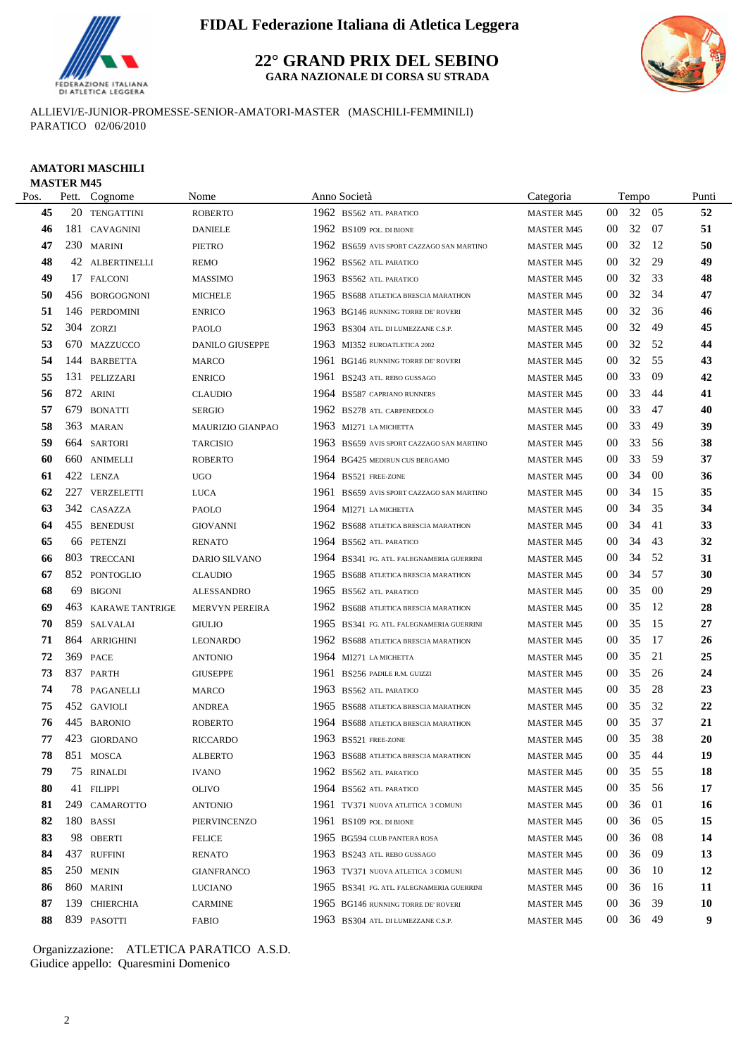# FIDAL Federazione Italiana di Atletica Leggera

## 22° GRAND PRIX DEL SEBINO

**GARA NAZIONALE DI CORSA SU STRADA**

ALLIEVI/E-JUNIOR-PROMESSE-SENIOR-AMATORI-MASTER (MASCHILI-FEMMINILI)
PARATICO 02/06/2010

### AMATORI MASCHILI

**MASTER M45**

| Pos. | Pett. | Cognome | Nome | Anno | Società | Categoria | Tempo | | | Punti |
|---|---|---|---|---|---|---|---|---|---|---|
| **45** | 20 | TENGATTINI | ROBERTO | 1962 | BS562 ATL. PARATICO | MASTER M45 | 00 | 32 | 05 | **52** |
| **46** | 181 | CAVAGNINI | DANIELE | 1962 | BS109 POL. DI BIONE | MASTER M45 | 00 | 32 | 07 | **51** |
| **47** | 230 | MARINI | PIETRO | 1962 | BS659 AVIS SPORT CAZZAGO SAN MARTINO | MASTER M45 | 00 | 32 | 12 | **50** |
| **48** | 42 | ALBERTINELLI | REMO | 1962 | BS562 ATL. PARATICO | MASTER M45 | 00 | 32 | 29 | **49** |
| **49** | 17 | FALCONI | MASSIMO | 1963 | BS562 ATL. PARATICO | MASTER M45 | 00 | 32 | 33 | **48** |
| **50** | 456 | BORGOGNONI | MICHELE | 1965 | BS688 ATLETICA BRESCIA MARATHON | MASTER M45 | 00 | 32 | 34 | **47** |
| **51** | 146 | PERDOMINI | ENRICO | 1963 | BG146 RUNNING TORRE DE' ROVERI | MASTER M45 | 00 | 32 | 36 | **46** |
| **52** | 304 | ZORZI | PAOLO | 1963 | BS304 ATL. DI LUMEZZANE C.S.P. | MASTER M45 | 00 | 32 | 49 | **45** |
| **53** | 670 | MAZZUCCO | DANILO GIUSEPPE | 1963 | MI352 EUROATLETICA 2002 | MASTER M45 | 00 | 32 | 52 | **44** |
| **54** | 144 | BARBETTA | MARCO | 1961 | BG146 RUNNING TORRE DE' ROVERI | MASTER M45 | 00 | 32 | 55 | **43** |
| **55** | 131 | PELIZZARI | ENRICO | 1961 | BS243 ATL. REBO GUSSAGO | MASTER M45 | 00 | 33 | 09 | **42** |
| **56** | 872 | ARINI | CLAUDIO | 1964 | BS587 CAPRIANO RUNNERS | MASTER M45 | 00 | 33 | 44 | **41** |
| **57** | 679 | BONATTI | SERGIO | 1962 | BS278 ATL. CARPENEDOLO | MASTER M45 | 00 | 33 | 47 | **40** |
| **58** | 363 | MARAN | MAURIZIO GIANPAO | 1963 | MI271 LA MICHETTA | MASTER M45 | 00 | 33 | 49 | **39** |
| **59** | 664 | SARTORI | TARCISIO | 1963 | BS659 AVIS SPORT CAZZAGO SAN MARTINO | MASTER M45 | 00 | 33 | 56 | **38** |
| **60** | 660 | ANIMELLI | ROBERTO | 1964 | BG425 MEDIRUN CUS BERGAMO | MASTER M45 | 00 | 33 | 59 | **37** |
| **61** | 422 | LENZA | UGO | 1964 | BS521 FREE-ZONE | MASTER M45 | 00 | 34 | 00 | **36** |
| **62** | 227 | VERZELETTI | LUCA | 1961 | BS659 AVIS SPORT CAZZAGO SAN MARTINO | MASTER M45 | 00 | 34 | 15 | **35** |
| **63** | 342 | CASAZZA | PAOLO | 1964 | MI271 LA MICHETTA | MASTER M45 | 00 | 34 | 35 | **34** |
| **64** | 455 | BENEDUSI | GIOVANNI | 1962 | BS688 ATLETICA BRESCIA MARATHON | MASTER M45 | 00 | 34 | 41 | **33** |
| **65** | 66 | PETENZI | RENATO | 1964 | BS562 ATL. PARATICO | MASTER M45 | 00 | 34 | 43 | **32** |
| **66** | 803 | TRECCANI | DARIO SILVANO | 1964 | BS341 FG. ATL. FALEGNAMERIA GUERRINI | MASTER M45 | 00 | 34 | 52 | **31** |
| **67** | 852 | PONTOGLIO | CLAUDIO | 1965 | BS688 ATLETICA BRESCIA MARATHON | MASTER M45 | 00 | 34 | 57 | **30** |
| **68** | 69 | BIGONI | ALESSANDRO | 1965 | BS562 ATL. PARATICO | MASTER M45 | 00 | 35 | 00 | **29** |
| **69** | 463 | KARAWE TANTRIGE | MERVYN PEREIRA | 1962 | BS688 ATLETICA BRESCIA MARATHON | MASTER M45 | 00 | 35 | 12 | **28** |
| **70** | 859 | SALVALAI | GIULIO | 1965 | BS341 FG. ATL. FALEGNAMERIA GUERRINI | MASTER M45 | 00 | 35 | 15 | **27** |
| **71** | 864 | ARRIGHINI | LEONARDO | 1962 | BS688 ATLETICA BRESCIA MARATHON | MASTER M45 | 00 | 35 | 17 | **26** |
| **72** | 369 | PACE | ANTONIO | 1964 | MI271 LA MICHETTA | MASTER M45 | 00 | 35 | 21 | **25** |
| **73** | 837 | PARTH | GIUSEPPE | 1961 | BS256 PADILE R.M. GUIZZI | MASTER M45 | 00 | 35 | 26 | **24** |
| **74** | 78 | PAGANELLI | MARCO | 1963 | BS562 ATL. PARATICO | MASTER M45 | 00 | 35 | 28 | **23** |
| **75** | 452 | GAVIOLI | ANDREA | 1965 | BS688 ATLETICA BRESCIA MARATHON | MASTER M45 | 00 | 35 | 32 | **22** |
| **76** | 445 | BARONIO | ROBERTO | 1964 | BS688 ATLETICA BRESCIA MARATHON | MASTER M45 | 00 | 35 | 37 | **21** |
| **77** | 423 | GIORDANO | RICCARDO | 1963 | BS521 FREE-ZONE | MASTER M45 | 00 | 35 | 38 | **20** |
| **78** | 851 | MOSCA | ALBERTO | 1963 | BS688 ATLETICA BRESCIA MARATHON | MASTER M45 | 00 | 35 | 44 | **19** |
| **79** | 75 | RINALDI | IVANO | 1962 | BS562 ATL. PARATICO | MASTER M45 | 00 | 35 | 55 | **18** |
| **80** | 41 | FILIPPI | OLIVO | 1964 | BS562 ATL. PARATICO | MASTER M45 | 00 | 35 | 56 | **17** |
| **81** | 249 | CAMAROTTO | ANTONIO | 1961 | TV371 NUOVA ATLETICA 3 COMUNI | MASTER M45 | 00 | 36 | 01 | **16** |
| **82** | 180 | BASSI | PIERVINCENZO | 1961 | BS109 POL. DI BIONE | MASTER M45 | 00 | 36 | 05 | **15** |
| **83** | 98 | OBERTI | FELICE | 1965 | BG594 CLUB PANTERA ROSA | MASTER M45 | 00 | 36 | 08 | **14** |
| **84** | 437 | RUFFINI | RENATO | 1963 | BS243 ATL. REBO GUSSAGO | MASTER M45 | 00 | 36 | 09 | **13** |
| **85** | 250 | MENIN | GIANFRANCO | 1963 | TV371 NUOVA ATLETICA 3 COMUNI | MASTER M45 | 00 | 36 | 10 | **12** |
| **86** | 860 | MARINI | LUCIANO | 1965 | BS341 FG. ATL. FALEGNAMERIA GUERRINI | MASTER M45 | 00 | 36 | 16 | **11** |
| **87** | 139 | CHIERCHIA | CARMINE | 1965 | BG146 RUNNING TORRE DE' ROVERI | MASTER M45 | 00 | 36 | 39 | **10** |
| **88** | 839 | PASOTTI | FABIO | 1963 | BS304 ATL. DI LUMEZZANE C.S.P. | MASTER M45 | 00 | 36 | 49 | **9** |

Organizzazione: ATLETICA PARATICO A.S.D.
Giudice appello: Quaresmini Domenico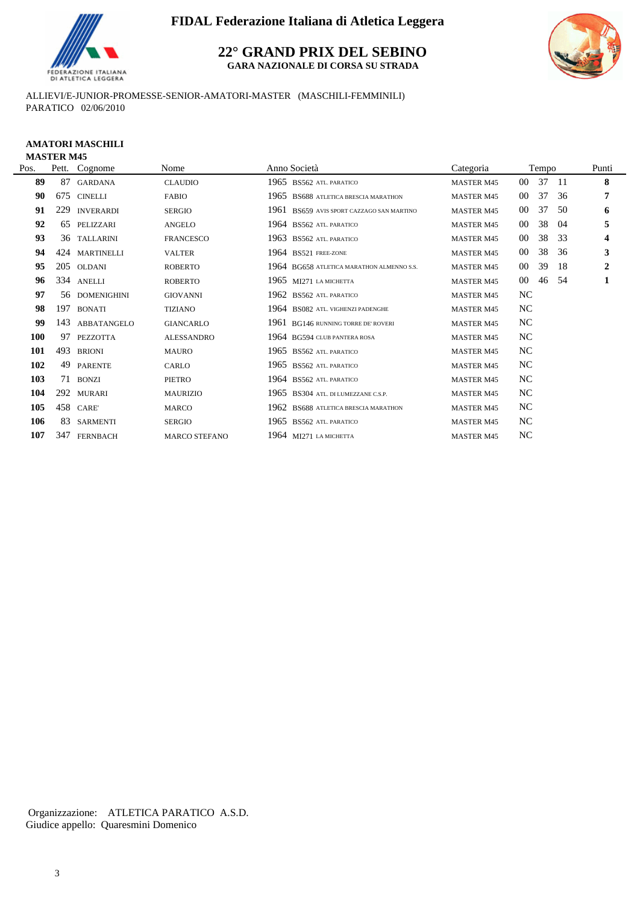**FIDAL Federazione Italiana di Atletica Leggera**

# 22° GRAND PRIX DEL SEBINO

**GARA NAZIONALE DI CORSA SU STRADA**

ALLIEVI/E-JUNIOR-PROMESSE-SENIOR-AMATORI-MASTER (MASCHILI-FEMMINILI)
PARATICO 02/06/2010

**AMATORI MASCHILI**
**MASTER M45**

| Pos. | Pett. | Cognome | Nome | Anno | Società | Categoria | Tempo | Punti |
|---|---|---|---|---|---|---|---|---|
| 89 | 87 | GARDANA | CLAUDIO | 1965 | BS562 ATL. PARATICO | MASTER M45 | 00 37 11 | 8 |
| 90 | 675 | CINELLI | FABIO | 1965 | BS688 ATLETICA BRESCIA MARATHON | MASTER M45 | 00 37 36 | 7 |
| 91 | 229 | INVERARDI | SERGIO | 1961 | BS659 AVIS SPORT CAZZAGO SAN MARTINO | MASTER M45 | 00 37 50 | 6 |
| 92 | 65 | PELIZZARI | ANGELO | 1964 | BS562 ATL. PARATICO | MASTER M45 | 00 38 04 | 5 |
| 93 | 36 | TALLARINI | FRANCESCO | 1963 | BS562 ATL. PARATICO | MASTER M45 | 00 38 33 | 4 |
| 94 | 424 | MARTINELLI | VALTER | 1964 | BS521 FREE-ZONE | MASTER M45 | 00 38 36 | 3 |
| 95 | 205 | OLDANI | ROBERTO | 1964 | BG658 ATLETICA MARATHON ALMENNO S.S. | MASTER M45 | 00 39 18 | 2 |
| 96 | 334 | ANELLI | ROBERTO | 1965 | MI271 LA MICHETTA | MASTER M45 | 00 46 54 | 1 |
| 97 | 56 | DOMENIGHINI | GIOVANNI | 1962 | BS562 ATL. PARATICO | MASTER M45 | NC | |
| 98 | 197 | BONATI | TIZIANO | 1964 | BS082 ATL. VIGHENZI PADENGHE | MASTER M45 | NC | |
| 99 | 143 | ABBATANGELO | GIANCARLO | 1961 | BG146 RUNNING TORRE DE' ROVERI | MASTER M45 | NC | |
| 100 | 97 | PEZZOTTA | ALESSANDRO | 1964 | BG594 CLUB PANTERA ROSA | MASTER M45 | NC | |
| 101 | 493 | BRIONI | MAURO | 1965 | BS562 ATL. PARATICO | MASTER M45 | NC | |
| 102 | 49 | PARENTE | CARLO | 1965 | BS562 ATL. PARATICO | MASTER M45 | NC | |
| 103 | 71 | BONZI | PIETRO | 1964 | BS562 ATL. PARATICO | MASTER M45 | NC | |
| 104 | 292 | MURARI | MAURIZIO | 1965 | BS304 ATL. DI LUMEZZANE C.S.P. | MASTER M45 | NC | |
| 105 | 458 | CARE' | MARCO | 1962 | BS688 ATLETICA BRESCIA MARATHON | MASTER M45 | NC | |
| 106 | 83 | SARMENTI | SERGIO | 1965 | BS562 ATL. PARATICO | MASTER M45 | NC | |
| 107 | 347 | FERNBACH | MARCO STEFANO | 1964 | MI271 LA MICHETTA | MASTER M45 | NC | |

Organizzazione: ATLETICA PARATICO A.S.D.
Giudice appello: Quaresmini Domenico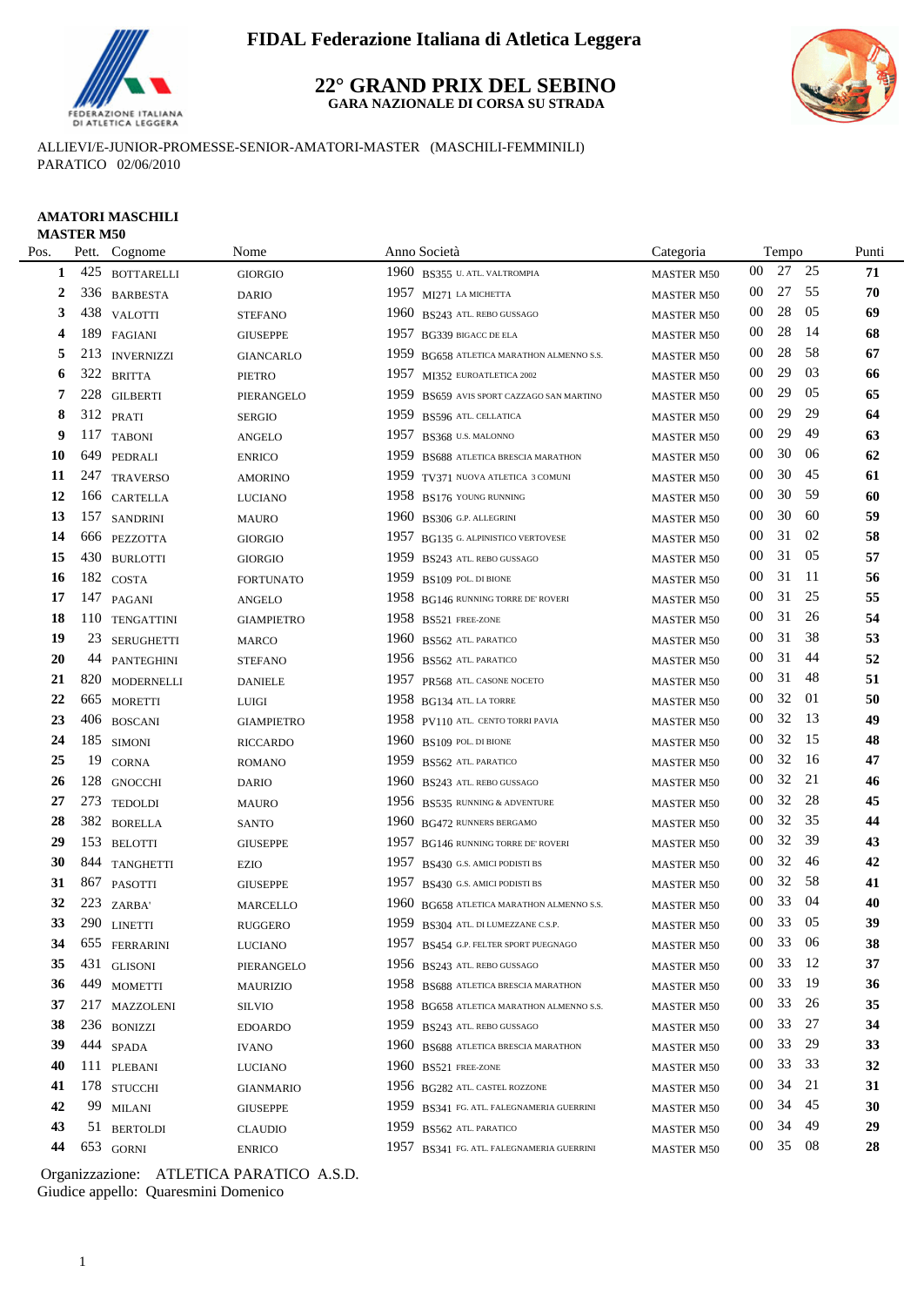# FIDAL Federazione Italiana di Atletica Leggera

## 22° GRAND PRIX DEL SEBINO

**GARA NAZIONALE DI CORSA SU STRADA**

ALLIEVI/E-JUNIOR-PROMESSE-SENIOR-AMATORI-MASTER (MASCHILI-FEMMINILI)
PARATICO 02/06/2010

### AMATORI MASCHILI
### MASTER M50

| Pos. | Pett. | Cognome | Nome | Anno | Società | Categoria | Tempo | Punti |
|---|---|---|---|---|---|---|---|---|
| 1 | 425 | BOTTARELLI | GIORGIO | 1960 | BS355 U. ATL. VALTROMPIA | MASTER M50 | 00 27 25 | 71 |
| 2 | 336 | BARBESTA | DARIO | 1957 | MI271 LA MICHETTA | MASTER M50 | 00 27 55 | 70 |
| 3 | 438 | VALOTTI | STEFANO | 1960 | BS243 ATL. REBO GUSSAGO | MASTER M50 | 00 28 05 | 69 |
| 4 | 189 | FAGIANI | GIUSEPPE | 1957 | BG339 BIGACC DE ELA | MASTER M50 | 00 28 14 | 68 |
| 5 | 213 | INVERNIZZI | GIANCARLO | 1959 | BG658 ATLETICA MARATHON ALMENNO S.S. | MASTER M50 | 00 28 58 | 67 |
| 6 | 322 | BRITTA | PIETRO | 1957 | MI352 EUROATLETICA 2002 | MASTER M50 | 00 29 03 | 66 |
| 7 | 228 | GILBERTI | PIERANGELO | 1959 | BS659 AVIS SPORT CAZZAGO SAN MARTINO | MASTER M50 | 00 29 05 | 65 |
| 8 | 312 | PRATI | SERGIO | 1959 | BS596 ATL. CELLATICA | MASTER M50 | 00 29 29 | 64 |
| 9 | 117 | TABONI | ANGELO | 1957 | BS368 U.S. MALONNO | MASTER M50 | 00 29 49 | 63 |
| 10 | 649 | PEDRALI | ENRICO | 1959 | BS688 ATLETICA BRESCIA MARATHON | MASTER M50 | 00 30 06 | 62 |
| 11 | 247 | TRAVERSO | AMORINO | 1959 | TV371 NUOVA ATLETICA 3 COMUNI | MASTER M50 | 00 30 45 | 61 |
| 12 | 166 | CARTELLA | LUCIANO | 1958 | BS176 YOUNG RUNNING | MASTER M50 | 00 30 59 | 60 |
| 13 | 157 | SANDRINI | MAURO | 1960 | BS306 G.P. ALLEGRINI | MASTER M50 | 00 30 60 | 59 |
| 14 | 666 | PEZZOTTA | GIORGIO | 1957 | BG135 G. ALPINISTICO VERTOVESE | MASTER M50 | 00 31 02 | 58 |
| 15 | 430 | BURLOTTI | GIORGIO | 1959 | BS243 ATL. REBO GUSSAGO | MASTER M50 | 00 31 05 | 57 |
| 16 | 182 | COSTA | FORTUNATO | 1959 | BS109 POL. DI BIONE | MASTER M50 | 00 31 11 | 56 |
| 17 | 147 | PAGANI | ANGELO | 1958 | BG146 RUNNING TORRE DE' ROVERI | MASTER M50 | 00 31 25 | 55 |
| 18 | 110 | TENGATTINI | GIAMPIETRO | 1958 | BS521 FREE-ZONE | MASTER M50 | 00 31 26 | 54 |
| 19 | 23 | SERUGHETTI | MARCO | 1960 | BS562 ATL. PARATICO | MASTER M50 | 00 31 38 | 53 |
| 20 | 44 | PANTEGHINI | STEFANO | 1956 | BS562 ATL. PARATICO | MASTER M50 | 00 31 44 | 52 |
| 21 | 820 | MODERNELLI | DANIELE | 1957 | PR568 ATL. CASONE NOCETO | MASTER M50 | 00 31 48 | 51 |
| 22 | 665 | MORETTI | LUIGI | 1958 | BG134 ATL. LA TORRE | MASTER M50 | 00 32 01 | 50 |
| 23 | 406 | BOSCANI | GIAMPIETRO | 1958 | PV110 ATL. CENTO TORRI PAVIA | MASTER M50 | 00 32 13 | 49 |
| 24 | 185 | SIMONI | RICCARDO | 1960 | BS109 POL. DI BIONE | MASTER M50 | 00 32 15 | 48 |
| 25 | 19 | CORNA | ROMANO | 1959 | BS562 ATL. PARATICO | MASTER M50 | 00 32 16 | 47 |
| 26 | 128 | GNOCCHI | DARIO | 1960 | BS243 ATL. REBO GUSSAGO | MASTER M50 | 00 32 21 | 46 |
| 27 | 273 | TEDOLDI | MAURO | 1956 | BS535 RUNNING & ADVENTURE | MASTER M50 | 00 32 28 | 45 |
| 28 | 382 | BORELLA | SANTO | 1960 | BG472 RUNNERS BERGAMO | MASTER M50 | 00 32 35 | 44 |
| 29 | 153 | BELOTTI | GIUSEPPE | 1957 | BG146 RUNNING TORRE DE' ROVERI | MASTER M50 | 00 32 39 | 43 |
| 30 | 844 | TANGHETTI | EZIO | 1957 | BS430 G.S. AMICI PODISTI BS | MASTER M50 | 00 32 46 | 42 |
| 31 | 867 | PASOTTI | GIUSEPPE | 1957 | BS430 G.S. AMICI PODISTI BS | MASTER M50 | 00 32 58 | 41 |
| 32 | 223 | ZARBA' | MARCELLO | 1960 | BG658 ATLETICA MARATHON ALMENNO S.S. | MASTER M50 | 00 33 04 | 40 |
| 33 | 290 | LINETTI | RUGGERO | 1959 | BS304 ATL. DI LUMEZZANE C.S.P. | MASTER M50 | 00 33 05 | 39 |
| 34 | 655 | FERRARINI | LUCIANO | 1957 | BS454 G.P. FELTER SPORT PUEGNAGO | MASTER M50 | 00 33 06 | 38 |
| 35 | 431 | GLISONI | PIERANGELO | 1956 | BS243 ATL. REBO GUSSAGO | MASTER M50 | 00 33 12 | 37 |
| 36 | 449 | MOMETTI | MAURIZIO | 1958 | BS688 ATLETICA BRESCIA MARATHON | MASTER M50 | 00 33 19 | 36 |
| 37 | 217 | MAZZOLENI | SILVIO | 1958 | BG658 ATLETICA MARATHON ALMENNO S.S. | MASTER M50 | 00 33 26 | 35 |
| 38 | 236 | BONIZZI | EDOARDO | 1959 | BS243 ATL. REBO GUSSAGO | MASTER M50 | 00 33 27 | 34 |
| 39 | 444 | SPADA | IVANO | 1960 | BS688 ATLETICA BRESCIA MARATHON | MASTER M50 | 00 33 29 | 33 |
| 40 | 111 | PLEBANI | LUCIANO | 1960 | BS521 FREE-ZONE | MASTER M50 | 00 33 33 | 32 |
| 41 | 178 | STUCCHI | GIANMARIO | 1956 | BG282 ATL. CASTEL ROZZONE | MASTER M50 | 00 34 21 | 31 |
| 42 | 99 | MILANI | GIUSEPPE | 1959 | BS341 FG. ATL. FALEGNAMERIA GUERRINI | MASTER M50 | 00 34 45 | 30 |
| 43 | 51 | BERTOLDI | CLAUDIO | 1959 | BS562 ATL. PARATICO | MASTER M50 | 00 34 49 | 29 |
| 44 | 653 | GORNI | ENRICO | 1957 | BS341 FG. ATL. FALEGNAMERIA GUERRINI | MASTER M50 | 00 35 08 | 28 |

Organizzazione: ATLETICA PARATICO A.S.D.
Giudice appello: Quaresmini Domenico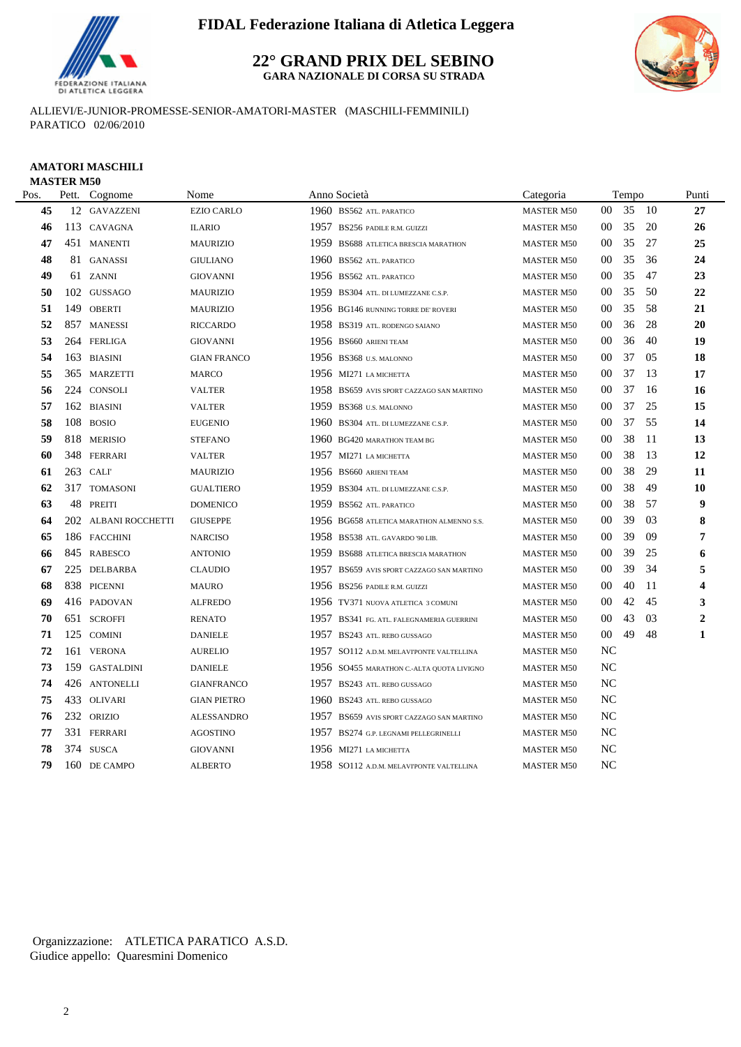# FIDAL Federazione Italiana di Atletica Leggera

## 22° GRAND PRIX DEL SEBINO

**GARA NAZIONALE DI CORSA SU STRADA**

ALLIEVI/E-JUNIOR-PROMESSE-SENIOR-AMATORI-MASTER (MASCHILI-FEMMINILI)
PARATICO 02/06/2010

**AMATORI MASCHILI**
**MASTER M50**

| Pos. | Pett. | Cognome | Nome | Anno | Società | Categoria | Tempo | Punti |
|---|---|---|---|---|---|---|---|---|
| 45 | 12 | GAVAZZENI | EZIO CARLO | 1960 | BS562 ATL. PARATICO | MASTER M50 | 00 35 10 | 27 |
| 46 | 113 | CAVAGNA | ILARIO | 1957 | BS256 PADILE R.M. GUIZZI | MASTER M50 | 00 35 20 | 26 |
| 47 | 451 | MANENTI | MAURIZIO | 1959 | BS688 ATLETICA BRESCIA MARATHON | MASTER M50 | 00 35 27 | 25 |
| 48 | 81 | GANASSI | GIULIANO | 1960 | BS562 ATL. PARATICO | MASTER M50 | 00 35 36 | 24 |
| 49 | 61 | ZANNI | GIOVANNI | 1956 | BS562 ATL. PARATICO | MASTER M50 | 00 35 47 | 23 |
| 50 | 102 | GUSSAGO | MAURIZIO | 1959 | BS304 ATL. DI LUMEZZANE C.S.P. | MASTER M50 | 00 35 50 | 22 |
| 51 | 149 | OBERTI | MAURIZIO | 1956 | BG146 RUNNING TORRE DE' ROVERI | MASTER M50 | 00 35 58 | 21 |
| 52 | 857 | MANESSI | RICCARDO | 1958 | BS319 ATL. RODENGO SAIANO | MASTER M50 | 00 36 28 | 20 |
| 53 | 264 | FERLIGA | GIOVANNI | 1956 | BS660 ARIENI TEAM | MASTER M50 | 00 36 40 | 19 |
| 54 | 163 | BIASINI | GIAN FRANCO | 1956 | BS368 U.S. MALONNO | MASTER M50 | 00 37 05 | 18 |
| 55 | 365 | MARZETTI | MARCO | 1956 | MI271 LA MICHETTA | MASTER M50 | 00 37 13 | 17 |
| 56 | 224 | CONSOLI | VALTER | 1958 | BS659 AVIS SPORT CAZZAGO SAN MARTINO | MASTER M50 | 00 37 16 | 16 |
| 57 | 162 | BIASINI | VALTER | 1959 | BS368 U.S. MALONNO | MASTER M50 | 00 37 25 | 15 |
| 58 | 108 | BOSIO | EUGENIO | 1960 | BS304 ATL. DI LUMEZZANE C.S.P. | MASTER M50 | 00 37 55 | 14 |
| 59 | 818 | MERISIO | STEFANO | 1960 | BG420 MARATHON TEAM BG | MASTER M50 | 00 38 11 | 13 |
| 60 | 348 | FERRARI | VALTER | 1957 | MI271 LA MICHETTA | MASTER M50 | 00 38 13 | 12 |
| 61 | 263 | CALI' | MAURIZIO | 1956 | BS660 ARIENI TEAM | MASTER M50 | 00 38 29 | 11 |
| 62 | 317 | TOMASONI | GUALTIERO | 1959 | BS304 ATL. DI LUMEZZANE C.S.P. | MASTER M50 | 00 38 49 | 10 |
| 63 | 48 | PREITI | DOMENICO | 1959 | BS562 ATL. PARATICO | MASTER M50 | 00 38 57 | 9 |
| 64 | 202 | ALBANI ROCCHETTI | GIUSEPPE | 1956 | BG658 ATLETICA MARATHON ALMENNO S.S. | MASTER M50 | 00 39 03 | 8 |
| 65 | 186 | FACCHINI | NARCISO | 1958 | BS538 ATL. GAVARDO '90 LIB. | MASTER M50 | 00 39 09 | 7 |
| 66 | 845 | RABESCO | ANTONIO | 1959 | BS688 ATLETICA BRESCIA MARATHON | MASTER M50 | 00 39 25 | 6 |
| 67 | 225 | DELBARBA | CLAUDIO | 1957 | BS659 AVIS SPORT CAZZAGO SAN MARTINO | MASTER M50 | 00 39 34 | 5 |
| 68 | 838 | PICENNI | MAURO | 1956 | BS256 PADILE R.M. GUIZZI | MASTER M50 | 00 40 11 | 4 |
| 69 | 416 | PADOVAN | ALFREDO | 1956 | TV371 NUOVA ATLETICA 3 COMUNI | MASTER M50 | 00 42 45 | 3 |
| 70 | 651 | SCROFFI | RENATO | 1957 | BS341 FG. ATL. FALEGNAMERIA GUERRINI | MASTER M50 | 00 43 03 | 2 |
| 71 | 125 | COMINI | DANIELE | 1957 | BS243 ATL. REBO GUSSAGO | MASTER M50 | 00 49 48 | 1 |
| 72 | 161 | VERONA | AURELIO | 1957 | SO112 A.D.M. MELAVI'PONTE VALTELLINA | MASTER M50 | NC | |
| 73 | 159 | GASTALDINI | DANIELE | 1956 | SO455 MARATHON C.-ALTA QUOTA LIVIGNO | MASTER M50 | NC | |
| 74 | 426 | ANTONELLI | GIANFRANCO | 1957 | BS243 ATL. REBO GUSSAGO | MASTER M50 | NC | |
| 75 | 433 | OLIVARI | GIAN PIETRO | 1960 | BS243 ATL. REBO GUSSAGO | MASTER M50 | NC | |
| 76 | 232 | ORIZIO | ALESSANDRO | 1957 | BS659 AVIS SPORT CAZZAGO SAN MARTINO | MASTER M50 | NC | |
| 77 | 331 | FERRARI | AGOSTINO | 1957 | BS274 G.P. LEGNAMI PELLEGRINELLI | MASTER M50 | NC | |
| 78 | 374 | SUSCA | GIOVANNI | 1956 | MI271 LA MICHETTA | MASTER M50 | NC | |
| 79 | 160 | DE CAMPO | ALBERTO | 1958 | SO112 A.D.M. MELAVI'PONTE VALTELLINA | MASTER M50 | NC | |

Organizzazione: ATLETICA PARATICO A.S.D.
Giudice appello: Quaresmini Domenico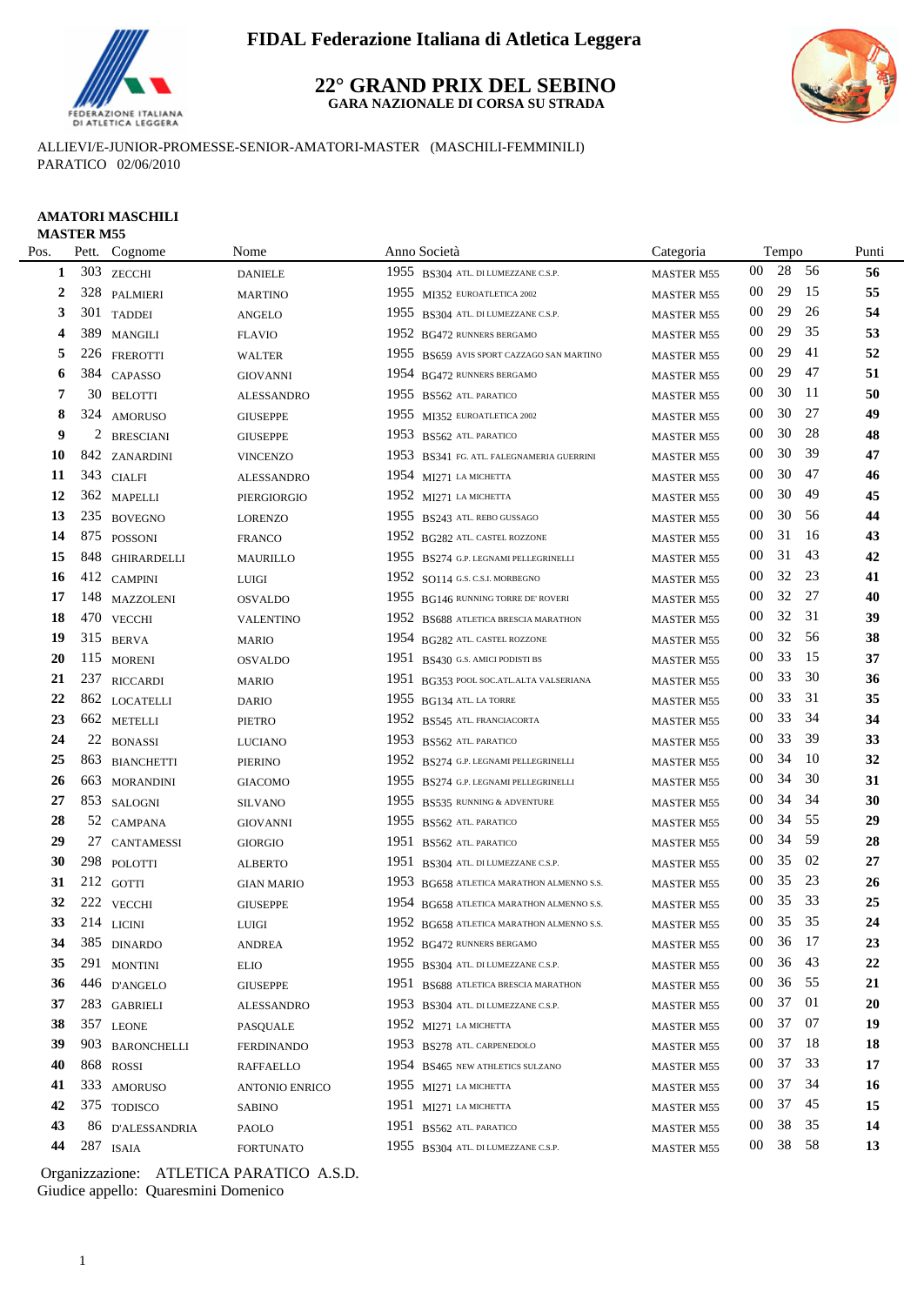# FIDAL Federazione Italiana di Atletica Leggera

## 22° GRAND PRIX DEL SEBINO

**GARA NAZIONALE DI CORSA SU STRADA**

ALLIEVI/E-JUNIOR-PROMESSE-SENIOR-AMATORI-MASTER (MASCHILI-FEMMINILI)
PARATICO 02/06/2010

**AMATORI MASCHILI**
**MASTER M55**

| Pos. | Pett. | Cognome | Nome | Anno | Società | Categoria | Tempo | | | Punti |
|---|---|---|---|---|---|---|---|---|---|---|
| 1 | 303 | ZECCHI | DANIELE | 1955 | BS304 ATL. DI LUMEZZANE C.S.P. | MASTER M55 | 00 | 28 | 56 | 56 |
| 2 | 328 | PALMIERI | MARTINO | 1955 | MI352 EUROATLETICA 2002 | MASTER M55 | 00 | 29 | 15 | 55 |
| 3 | 301 | TADDEI | ANGELO | 1955 | BS304 ATL. DI LUMEZZANE C.S.P. | MASTER M55 | 00 | 29 | 26 | 54 |
| 4 | 389 | MANGILI | FLAVIO | 1952 | BG472 RUNNERS BERGAMO | MASTER M55 | 00 | 29 | 35 | 53 |
| 5 | 226 | FREROTTI | WALTER | 1955 | BS659 AVIS SPORT CAZZAGO SAN MARTINO | MASTER M55 | 00 | 29 | 41 | 52 |
| 6 | 384 | CAPASSO | GIOVANNI | 1954 | BG472 RUNNERS BERGAMO | MASTER M55 | 00 | 29 | 47 | 51 |
| 7 | 30 | BELOTTI | ALESSANDRO | 1955 | BS562 ATL. PARATICO | MASTER M55 | 00 | 30 | 11 | 50 |
| 8 | 324 | AMORUSO | GIUSEPPE | 1955 | MI352 EUROATLETICA 2002 | MASTER M55 | 00 | 30 | 27 | 49 |
| 9 | 2 | BRESCIANI | GIUSEPPE | 1953 | BS562 ATL. PARATICO | MASTER M55 | 00 | 30 | 28 | 48 |
| 10 | 842 | ZANARDINI | VINCENZO | 1953 | BS341 FG. ATL. FALEGNAMERIA GUERRINI | MASTER M55 | 00 | 30 | 39 | 47 |
| 11 | 343 | CIALFI | ALESSANDRO | 1954 | MI271 LA MICHETTA | MASTER M55 | 00 | 30 | 47 | 46 |
| 12 | 362 | MAPELLI | PIERGIORGIO | 1952 | MI271 LA MICHETTA | MASTER M55 | 00 | 30 | 49 | 45 |
| 13 | 235 | BOVEGNO | LORENZO | 1955 | BS243 ATL. REBO GUSSAGO | MASTER M55 | 00 | 30 | 56 | 44 |
| 14 | 875 | POSSONI | FRANCO | 1952 | BG282 ATL. CASTEL ROZZONE | MASTER M55 | 00 | 31 | 16 | 43 |
| 15 | 848 | GHIRARDELLI | MAURILLO | 1955 | BS274 G.P. LEGNAMI PELLEGRINELLI | MASTER M55 | 00 | 31 | 43 | 42 |
| 16 | 412 | CAMPINI | LUIGI | 1952 | SO114 G.S. C.S.I. MORBEGNO | MASTER M55 | 00 | 32 | 23 | 41 |
| 17 | 148 | MAZZOLENI | OSVALDO | 1955 | BG146 RUNNING TORRE DE' ROVERI | MASTER M55 | 00 | 32 | 27 | 40 |
| 18 | 470 | VECCHI | VALENTINO | 1952 | BS688 ATLETICA BRESCIA MARATHON | MASTER M55 | 00 | 32 | 31 | 39 |
| 19 | 315 | BERVA | MARIO | 1954 | BG282 ATL. CASTEL ROZZONE | MASTER M55 | 00 | 32 | 56 | 38 |
| 20 | 115 | MORENI | OSVALDO | 1951 | BS430 G.S. AMICI PODISTI BS | MASTER M55 | 00 | 33 | 15 | 37 |
| 21 | 237 | RICCARDI | MARIO | 1951 | BG353 POOL SOC.ATL.ALTA VALSERIANA | MASTER M55 | 00 | 33 | 30 | 36 |
| 22 | 862 | LOCATELLI | DARIO | 1955 | BG134 ATL. LA TORRE | MASTER M55 | 00 | 33 | 31 | 35 |
| 23 | 662 | METELLI | PIETRO | 1952 | BS545 ATL. FRANCIACORTA | MASTER M55 | 00 | 33 | 34 | 34 |
| 24 | 22 | BONASSI | LUCIANO | 1953 | BS562 ATL. PARATICO | MASTER M55 | 00 | 33 | 39 | 33 |
| 25 | 863 | BIANCHETTI | PIERINO | 1952 | BS274 G.P. LEGNAMI PELLEGRINELLI | MASTER M55 | 00 | 34 | 10 | 32 |
| 26 | 663 | MORANDINI | GIACOMO | 1955 | BS274 G.P. LEGNAMI PELLEGRINELLI | MASTER M55 | 00 | 34 | 30 | 31 |
| 27 | 853 | SALOGNI | SILVANO | 1955 | BS535 RUNNING & ADVENTURE | MASTER M55 | 00 | 34 | 34 | 30 |
| 28 | 52 | CAMPANA | GIOVANNI | 1955 | BS562 ATL. PARATICO | MASTER M55 | 00 | 34 | 55 | 29 |
| 29 | 27 | CANTAMESSI | GIORGIO | 1951 | BS562 ATL. PARATICO | MASTER M55 | 00 | 34 | 59 | 28 |
| 30 | 298 | POLOTTI | ALBERTO | 1951 | BS304 ATL. DI LUMEZZANE C.S.P. | MASTER M55 | 00 | 35 | 02 | 27 |
| 31 | 212 | GOTTI | GIAN MARIO | 1953 | BG658 ATLETICA MARATHON ALMENNO S.S. | MASTER M55 | 00 | 35 | 23 | 26 |
| 32 | 222 | VECCHI | GIUSEPPE | 1954 | BG658 ATLETICA MARATHON ALMENNO S.S. | MASTER M55 | 00 | 35 | 33 | 25 |
| 33 | 214 | LICINI | LUIGI | 1952 | BG658 ATLETICA MARATHON ALMENNO S.S. | MASTER M55 | 00 | 35 | 35 | 24 |
| 34 | 385 | DINARDO | ANDREA | 1952 | BG472 RUNNERS BERGAMO | MASTER M55 | 00 | 36 | 17 | 23 |
| 35 | 291 | MONTINI | ELIO | 1955 | BS304 ATL. DI LUMEZZANE C.S.P. | MASTER M55 | 00 | 36 | 43 | 22 |
| 36 | 446 | D'ANGELO | GIUSEPPE | 1951 | BS688 ATLETICA BRESCIA MARATHON | MASTER M55 | 00 | 36 | 55 | 21 |
| 37 | 283 | GABRIELI | ALESSANDRO | 1953 | BS304 ATL. DI LUMEZZANE C.S.P. | MASTER M55 | 00 | 37 | 01 | 20 |
| 38 | 357 | LEONE | PASQUALE | 1952 | MI271 LA MICHETTA | MASTER M55 | 00 | 37 | 07 | 19 |
| 39 | 903 | BARONCHELLI | FERDINANDO | 1953 | BS278 ATL. CARPENEDOLO | MASTER M55 | 00 | 37 | 18 | 18 |
| 40 | 868 | ROSSI | RAFFAELLO | 1954 | BS465 NEW ATHLETICS SULZANO | MASTER M55 | 00 | 37 | 33 | 17 |
| 41 | 333 | AMORUSO | ANTONIO ENRICO | 1955 | MI271 LA MICHETTA | MASTER M55 | 00 | 37 | 34 | 16 |
| 42 | 375 | TODISCO | SABINO | 1951 | MI271 LA MICHETTA | MASTER M55 | 00 | 37 | 45 | 15 |
| 43 | 86 | D'ALESSANDRIA | PAOLO | 1951 | BS562 ATL. PARATICO | MASTER M55 | 00 | 38 | 35 | 14 |
| 44 | 287 | ISAIA | FORTUNATO | 1955 | BS304 ATL. DI LUMEZZANE C.S.P. | MASTER M55 | 00 | 38 | 58 | 13 |

Organizzazione: ATLETICA PARATICO A.S.D.
Giudice appello: Quaresmini Domenico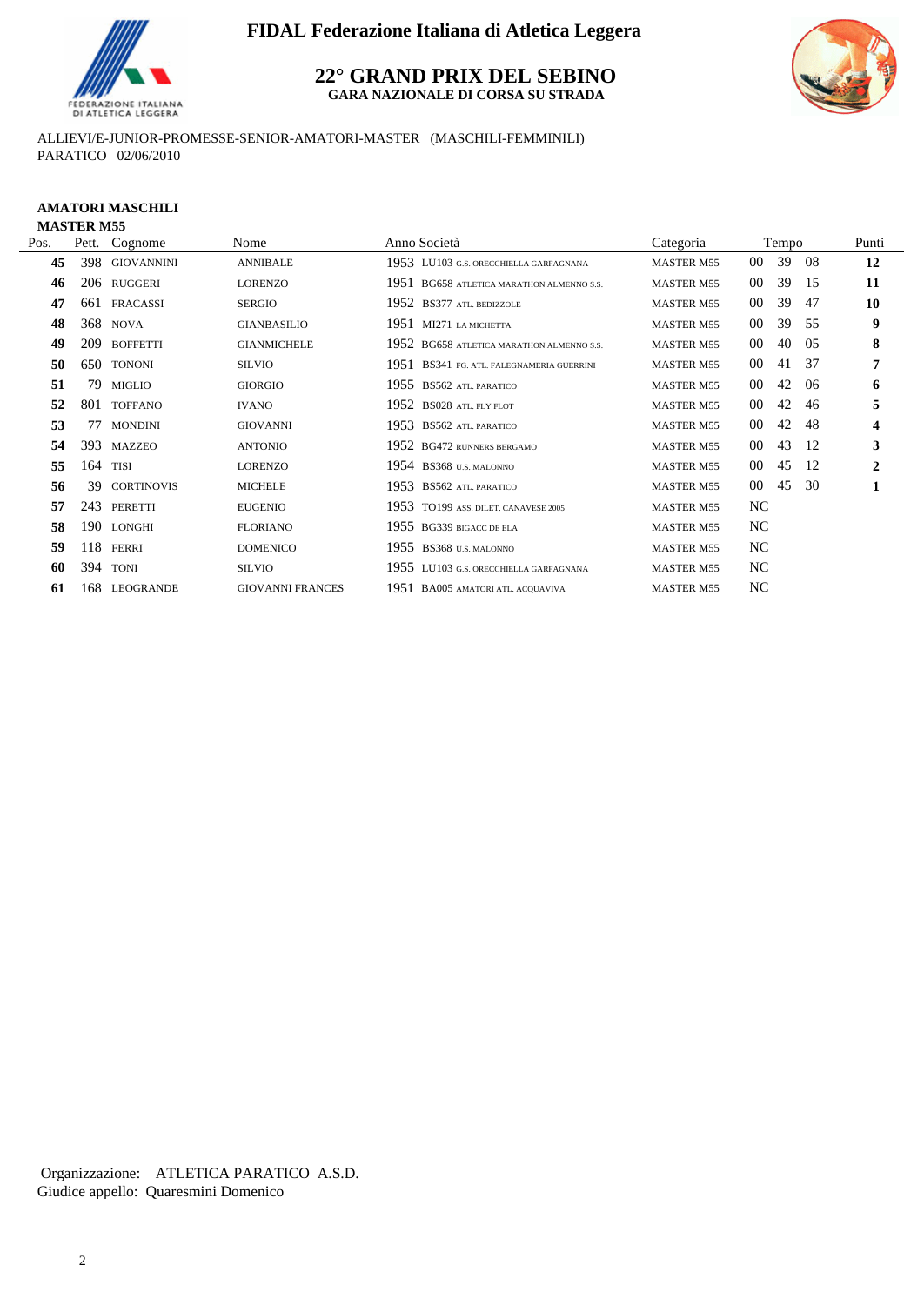FIDAL Federazione Italiana di Atletica Leggera

# 22° GRAND PRIX DEL SEBINO

**GARA NAZIONALE DI CORSA SU STRADA**

ALLIEVI/E-JUNIOR-PROMESSE-SENIOR-AMATORI-MASTER (MASCHILI-FEMMINILI)
PARATICO 02/06/2010

**AMATORI MASCHILI**
**MASTER M55**

| Pos. | Pett. | Cognome | Nome | Anno | Società | Categoria | Tempo | Punti |
|---|---|---|---|---|---|---|---|---|
| 45 | 398 | GIOVANNINI | ANNIBALE | 1953 | LU103 G.S. ORECCHIELLA GARFAGNANA | MASTER M55 | 00 39 08 | 12 |
| 46 | 206 | RUGGERI | LORENZO | 1951 | BG658 ATLETICA MARATHON ALMENNO S.S. | MASTER M55 | 00 39 15 | 11 |
| 47 | 661 | FRACASSI | SERGIO | 1952 | BS377 ATL. BEDIZZOLE | MASTER M55 | 00 39 47 | 10 |
| 48 | 368 | NOVA | GIANBASILIO | 1951 | MI271 LA MICHETTA | MASTER M55 | 00 39 55 | 9 |
| 49 | 209 | BOFFETTI | GIANMICHELE | 1952 | BG658 ATLETICA MARATHON ALMENNO S.S. | MASTER M55 | 00 40 05 | 8 |
| 50 | 650 | TONONI | SILVIO | 1951 | BS341 FG. ATL. FALEGNAMERIA GUERRINI | MASTER M55 | 00 41 37 | 7 |
| 51 | 79 | MIGLIO | GIORGIO | 1955 | BS562 ATL. PARATICO | MASTER M55 | 00 42 06 | 6 |
| 52 | 801 | TOFFANO | IVANO | 1952 | BS028 ATL. FLY FLOT | MASTER M55 | 00 42 46 | 5 |
| 53 | 77 | MONDINI | GIOVANNI | 1953 | BS562 ATL. PARATICO | MASTER M55 | 00 42 48 | 4 |
| 54 | 393 | MAZZEO | ANTONIO | 1952 | BG472 RUNNERS BERGAMO | MASTER M55 | 00 43 12 | 3 |
| 55 | 164 | TISI | LORENZO | 1954 | BS368 U.S. MALONNO | MASTER M55 | 00 45 12 | 2 |
| 56 | 39 | CORTINOVIS | MICHELE | 1953 | BS562 ATL. PARATICO | MASTER M55 | 00 45 30 | 1 |
| 57 | 243 | PERETTI | EUGENIO | 1953 | TO199 ASS. DILET. CANAVESE 2005 | MASTER M55 | NC | |
| 58 | 190 | LONGHI | FLORIANO | 1955 | BG339 BIGACC DE ELA | MASTER M55 | NC | |
| 59 | 118 | FERRI | DOMENICO | 1955 | BS368 U.S. MALONNO | MASTER M55 | NC | |
| 60 | 394 | TONI | SILVIO | 1955 | LU103 G.S. ORECCHIELLA GARFAGNANA | MASTER M55 | NC | |
| 61 | 168 | LEOGRANDE | GIOVANNI FRANCES | 1951 | BA005 AMATORI ATL. ACQUAVIVA | MASTER M55 | NC | |

Organizzazione: ATLETICA PARATICO A.S.D.
Giudice appello: Quaresmini Domenico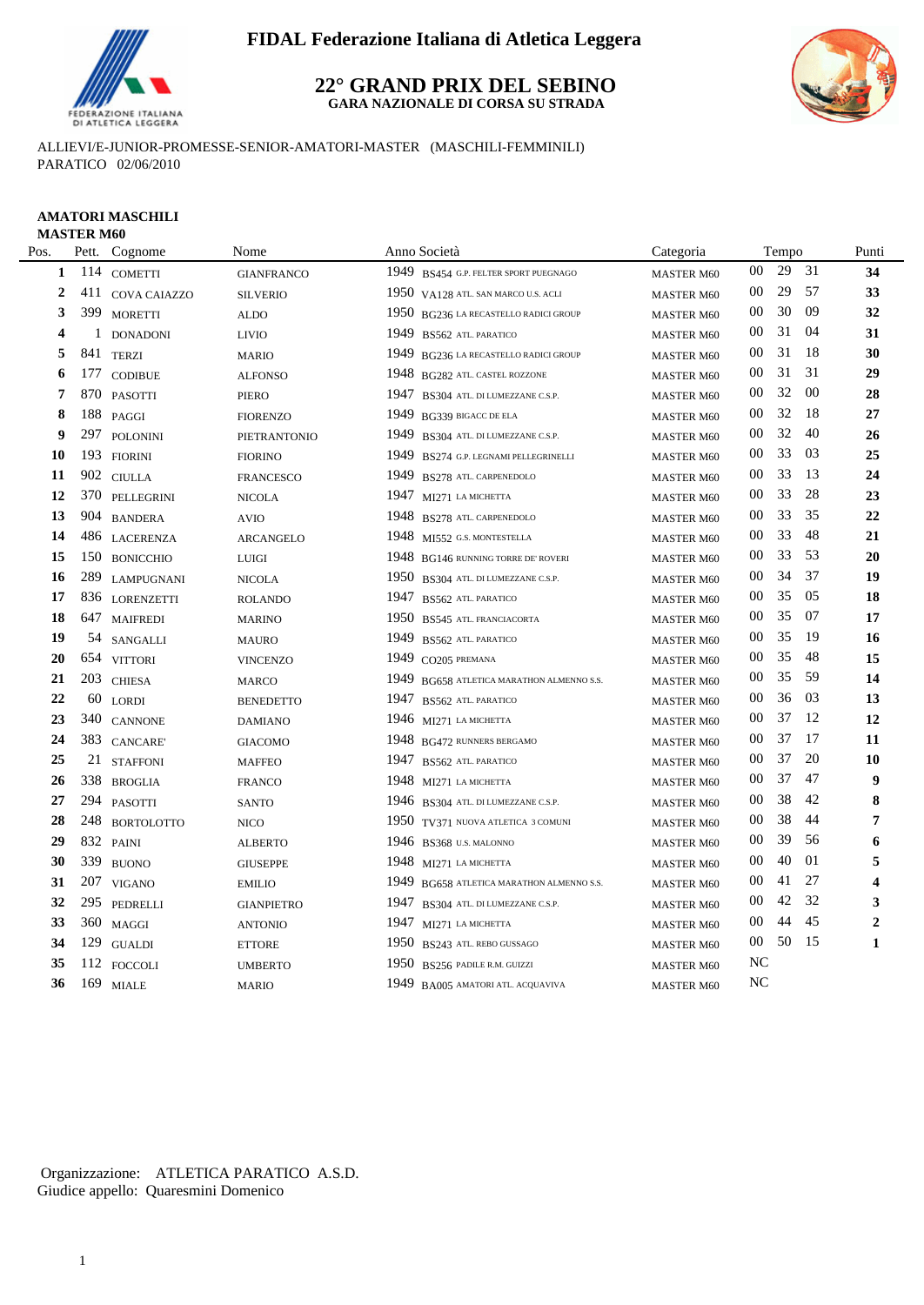# FIDAL Federazione Italiana di Atletica Leggera

## 22° GRAND PRIX DEL SEBINO

**GARA NAZIONALE DI CORSA SU STRADA**

ALLIEVI/E-JUNIOR-PROMESSE-SENIOR-AMATORI-MASTER (MASCHILI-FEMMINILI)
PARATICO 02/06/2010

### AMATORI MASCHILI
**MASTER M60**

| Pos. | Pett. | Cognome | Nome | Anno | Società | Categoria | Tempo | | | Punti |
|---|---|---|---|---|---|---|---|---|---|---|
| **1** | 114 | COMETTI | GIANFRANCO | 1949 | BS454 G.P. FELTER SPORT PUEGNAGO | MASTER M60 | 00 | 29 | 31 | **34** |
| **2** | 411 | COVA CAIAZZO | SILVERIO | 1950 | VA128 ATL. SAN MARCO U.S. ACLI | MASTER M60 | 00 | 29 | 57 | **33** |
| **3** | 399 | MORETTI | ALDO | 1950 | BG236 LA RECASTELLO RADICI GROUP | MASTER M60 | 00 | 30 | 09 | **32** |
| **4** | 1 | DONADONI | LIVIO | 1949 | BS562 ATL. PARATICO | MASTER M60 | 00 | 31 | 04 | **31** |
| **5** | 841 | TERZI | MARIO | 1949 | BG236 LA RECASTELLO RADICI GROUP | MASTER M60 | 00 | 31 | 18 | **30** |
| **6** | 177 | CODIBUE | ALFONSO | 1948 | BG282 ATL. CASTEL ROZZONE | MASTER M60 | 00 | 31 | 31 | **29** |
| **7** | 870 | PASOTTI | PIERO | 1947 | BS304 ATL. DI LUMEZZANE C.S.P. | MASTER M60 | 00 | 32 | 00 | **28** |
| **8** | 188 | PAGGI | FIORENZO | 1949 | BG339 BIGACC DE ELA | MASTER M60 | 00 | 32 | 18 | **27** |
| **9** | 297 | POLONINI | PIETRANTONIO | 1949 | BS304 ATL. DI LUMEZZANE C.S.P. | MASTER M60 | 00 | 32 | 40 | **26** |
| **10** | 193 | FIORINI | FIORINO | 1949 | BS274 G.P. LEGNAMI PELLEGRINELLI | MASTER M60 | 00 | 33 | 03 | **25** |
| **11** | 902 | CIULLA | FRANCESCO | 1949 | BS278 ATL. CARPENEDOLO | MASTER M60 | 00 | 33 | 13 | **24** |
| **12** | 370 | PELLEGRINI | NICOLA | 1947 | MI271 LA MICHETTA | MASTER M60 | 00 | 33 | 28 | **23** |
| **13** | 904 | BANDERA | AVIO | 1948 | BS278 ATL. CARPENEDOLO | MASTER M60 | 00 | 33 | 35 | **22** |
| **14** | 486 | LACERENZA | ARCANGELO | 1948 | MI552 G.S. MONTESTELLA | MASTER M60 | 00 | 33 | 48 | **21** |
| **15** | 150 | BONICCHIO | LUIGI | 1948 | BG146 RUNNING TORRE DE' ROVERI | MASTER M60 | 00 | 33 | 53 | **20** |
| **16** | 289 | LAMPUGNANI | NICOLA | 1950 | BS304 ATL. DI LUMEZZANE C.S.P. | MASTER M60 | 00 | 34 | 37 | **19** |
| **17** | 836 | LORENZETTI | ROLANDO | 1947 | BS562 ATL. PARATICO | MASTER M60 | 00 | 35 | 05 | **18** |
| **18** | 647 | MAIFREDI | MARINO | 1950 | BS545 ATL. FRANCIACORTA | MASTER M60 | 00 | 35 | 07 | **17** |
| **19** | 54 | SANGALLI | MAURO | 1949 | BS562 ATL. PARATICO | MASTER M60 | 00 | 35 | 19 | **16** |
| **20** | 654 | VITTORI | VINCENZO | 1949 | CO205 PREMANA | MASTER M60 | 00 | 35 | 48 | **15** |
| **21** | 203 | CHIESA | MARCO | 1949 | BG658 ATLETICA MARATHON ALMENNO S.S. | MASTER M60 | 00 | 35 | 59 | **14** |
| **22** | 60 | LORDI | BENEDETTO | 1947 | BS562 ATL. PARATICO | MASTER M60 | 00 | 36 | 03 | **13** |
| **23** | 340 | CANNONE | DAMIANO | 1946 | MI271 LA MICHETTA | MASTER M60 | 00 | 37 | 12 | **12** |
| **24** | 383 | CANCARE' | GIACOMO | 1948 | BG472 RUNNERS BERGAMO | MASTER M60 | 00 | 37 | 17 | **11** |
| **25** | 21 | STAFFONI | MAFFEO | 1947 | BS562 ATL. PARATICO | MASTER M60 | 00 | 37 | 20 | **10** |
| **26** | 338 | BROGLIA | FRANCO | 1948 | MI271 LA MICHETTA | MASTER M60 | 00 | 37 | 47 | **9** |
| **27** | 294 | PASOTTI | SANTO | 1946 | BS304 ATL. DI LUMEZZANE C.S.P. | MASTER M60 | 00 | 38 | 42 | **8** |
| **28** | 248 | BORTOLOTTO | NICO | 1950 | TV371 NUOVA ATLETICA 3 COMUNI | MASTER M60 | 00 | 38 | 44 | **7** |
| **29** | 832 | PAINI | ALBERTO | 1946 | BS368 U.S. MALONNO | MASTER M60 | 00 | 39 | 56 | **6** |
| **30** | 339 | BUONO | GIUSEPPE | 1948 | MI271 LA MICHETTA | MASTER M60 | 00 | 40 | 01 | **5** |
| **31** | 207 | VIGANO | EMILIO | 1949 | BG658 ATLETICA MARATHON ALMENNO S.S. | MASTER M60 | 00 | 41 | 27 | **4** |
| **32** | 295 | PEDRELLI | GIANPIETRO | 1947 | BS304 ATL. DI LUMEZZANE C.S.P. | MASTER M60 | 00 | 42 | 32 | **3** |
| **33** | 360 | MAGGI | ANTONIO | 1947 | MI271 LA MICHETTA | MASTER M60 | 00 | 44 | 45 | **2** |
| **34** | 129 | GUALDI | ETTORE | 1950 | BS243 ATL. REBO GUSSAGO | MASTER M60 | 00 | 50 | 15 | **1** |
| **35** | 112 | FOCCOLI | UMBERTO | 1950 | BS256 PADILE R.M. GUIZZI | MASTER M60 | NC | | | |
| **36** | 169 | MIALE | MARIO | 1949 | BA005 AMATORI ATL. ACQUAVIVA | MASTER M60 | NC | | | |

Organizzazione: ATLETICA PARATICO A.S.D.
Giudice appello: Quaresmini Domenico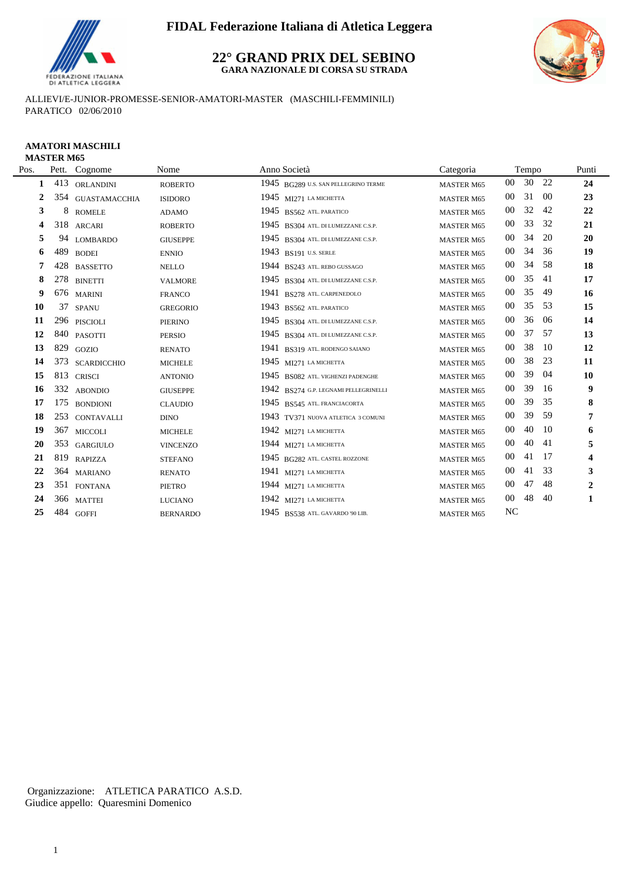# FIDAL Federazione Italiana di Atletica Leggera

## 22° GRAND PRIX DEL SEBINO

**GARA NAZIONALE DI CORSA SU STRADA**

ALLIEVI/E-JUNIOR-PROMESSE-SENIOR-AMATORI-MASTER (MASCHILI-FEMMINILI)
PARATICO 02/06/2010

**AMATORI MASCHILI**
**MASTER M65**

| Pos. | Pett. | Cognome | Nome | Anno | Società | Categoria | Tempo | | | Punti |
|---|---|---|---|---|---|---|---|---|---|---|
| 1 | 413 | ORLANDINI | ROBERTO | 1945 | BG289 U.S. SAN PELLEGRINO TERME | MASTER M65 | 00 | 30 | 22 | 24 |
| 2 | 354 | GUASTAMACCHIA | ISIDORO | 1945 | MI271 LA MICHETTA | MASTER M65 | 00 | 31 | 00 | 23 |
| 3 | 8 | ROMELE | ADAMO | 1945 | BS562 ATL. PARATICO | MASTER M65 | 00 | 32 | 42 | 22 |
| 4 | 318 | ARCARI | ROBERTO | 1945 | BS304 ATL. DI LUMEZZANE C.S.P. | MASTER M65 | 00 | 33 | 32 | 21 |
| 5 | 94 | LOMBARDO | GIUSEPPE | 1945 | BS304 ATL. DI LUMEZZANE C.S.P. | MASTER M65 | 00 | 34 | 20 | 20 |
| 6 | 489 | BODEI | ENNIO | 1943 | BS191 U.S. SERLE | MASTER M65 | 00 | 34 | 36 | 19 |
| 7 | 428 | BASSETTO | NELLO | 1944 | BS243 ATL. REBO GUSSAGO | MASTER M65 | 00 | 34 | 58 | 18 |
| 8 | 278 | BINETTI | VALMORE | 1945 | BS304 ATL. DI LUMEZZANE C.S.P. | MASTER M65 | 00 | 35 | 41 | 17 |
| 9 | 676 | MARINI | FRANCO | 1941 | BS278 ATL. CARPENEDOLO | MASTER M65 | 00 | 35 | 49 | 16 |
| 10 | 37 | SPANU | GREGORIO | 1943 | BS562 ATL. PARATICO | MASTER M65 | 00 | 35 | 53 | 15 |
| 11 | 296 | PISCIOLI | PIERINO | 1945 | BS304 ATL. DI LUMEZZANE C.S.P. | MASTER M65 | 00 | 36 | 06 | 14 |
| 12 | 840 | PASOTTI | PERSIO | 1945 | BS304 ATL. DI LUMEZZANE C.S.P. | MASTER M65 | 00 | 37 | 57 | 13 |
| 13 | 829 | GOZIO | RENATO | 1941 | BS319 ATL. RODENGO SAIANO | MASTER M65 | 00 | 38 | 10 | 12 |
| 14 | 373 | SCARDICCHIO | MICHELE | 1945 | MI271 LA MICHETTA | MASTER M65 | 00 | 38 | 23 | 11 |
| 15 | 813 | CRISCI | ANTONIO | 1945 | BS082 ATL. VIGHENZI PADENGHE | MASTER M65 | 00 | 39 | 04 | 10 |
| 16 | 332 | ABONDIO | GIUSEPPE | 1942 | BS274 G.P. LEGNAMI PELLEGRINELLI | MASTER M65 | 00 | 39 | 16 | 9 |
| 17 | 175 | BONDIONI | CLAUDIO | 1945 | BS545 ATL. FRANCIACORTA | MASTER M65 | 00 | 39 | 35 | 8 |
| 18 | 253 | CONTAVALLI | DINO | 1943 | TV371 NUOVA ATLETICA 3 COMUNI | MASTER M65 | 00 | 39 | 59 | 7 |
| 19 | 367 | MICCOLI | MICHELE | 1942 | MI271 LA MICHETTA | MASTER M65 | 00 | 40 | 10 | 6 |
| 20 | 353 | GARGIULO | VINCENZO | 1944 | MI271 LA MICHETTA | MASTER M65 | 00 | 40 | 41 | 5 |
| 21 | 819 | RAPIZZA | STEFANO | 1945 | BG282 ATL. CASTEL ROZZONE | MASTER M65 | 00 | 41 | 17 | 4 |
| 22 | 364 | MARIANO | RENATO | 1941 | MI271 LA MICHETTA | MASTER M65 | 00 | 41 | 33 | 3 |
| 23 | 351 | FONTANA | PIETRO | 1944 | MI271 LA MICHETTA | MASTER M65 | 00 | 47 | 48 | 2 |
| 24 | 366 | MATTEI | LUCIANO | 1942 | MI271 LA MICHETTA | MASTER M65 | 00 | 48 | 40 | 1 |
| 25 | 484 | GOFFI | BERNARDO | 1945 | BS538 ATL. GAVARDO '90 LIB. | MASTER M65 | NC | | | |

Organizzazione: ATLETICA PARATICO A.S.D.
Giudice appello: Quaresmini Domenico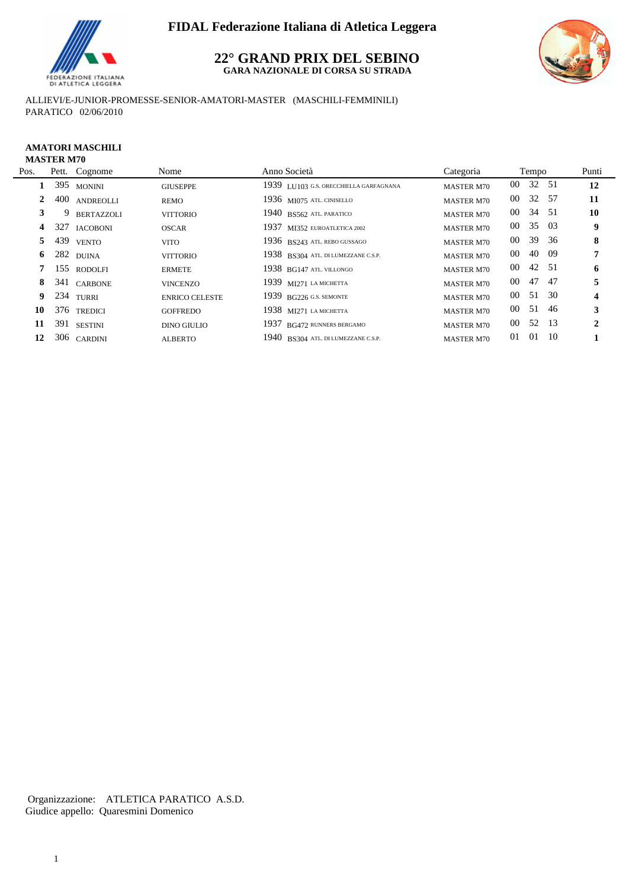**FIDAL Federazione Italiana di Atletica Leggera**

# 22° GRAND PRIX DEL SEBINO

**GARA NAZIONALE DI CORSA SU STRADA**

ALLIEVI/E-JUNIOR-PROMESSE-SENIOR-AMATORI-MASTER (MASCHILI-FEMMINILI)
PARATICO 02/06/2010

**AMATORI MASCHILI**
**MASTER M70**

| Pos. | Pett. | Cognome | Nome | Anno | Società | Categoria | Tempo | Punti |
|---|---|---|---|---|---|---|---|---|
| **1** | 395 | MONINI | GIUSEPPE | 1939 | LU103 G.S. ORECCHIELLA GARFAGNANA | MASTER M70 | 00 32 51 | **12** |
| **2** | 400 | ANDREOLLI | REMO | 1936 | MI075 ATL. CINISELLO | MASTER M70 | 00 32 57 | **11** |
| **3** | 9 | BERTAZZOLI | VITTORIO | 1940 | BS562 ATL. PARATICO | MASTER M70 | 00 34 51 | **10** |
| **4** | 327 | IACOBONI | OSCAR | 1937 | MI352 EUROATLETICA 2002 | MASTER M70 | 00 35 03 | **9** |
| **5** | 439 | VENTO | VITO | 1936 | BS243 ATL. REBO GUSSAGO | MASTER M70 | 00 39 36 | **8** |
| **6** | 282 | DUINA | VITTORIO | 1938 | BS304 ATL. DI LUMEZZANE C.S.P. | MASTER M70 | 00 40 09 | **7** |
| **7** | 155 | RODOLFI | ERMETE | 1938 | BG147 ATL. VILLONGO | MASTER M70 | 00 42 51 | **6** |
| **8** | 341 | CARBONE | VINCENZO | 1939 | MI271 LA MICHETTA | MASTER M70 | 00 47 47 | **5** |
| **9** | 234 | TURRI | ENRICO CELESTE | 1939 | BG226 G.S. SEMONTE | MASTER M70 | 00 51 30 | **4** |
| **10** | 376 | TREDICI | GOFFREDO | 1938 | MI271 LA MICHETTA | MASTER M70 | 00 51 46 | **3** |
| **11** | 391 | SESTINI | DINO GIULIO | 1937 | BG472 RUNNERS BERGAMO | MASTER M70 | 00 52 13 | **2** |
| **12** | 306 | CARDINI | ALBERTO | 1940 | BS304 ATL. DI LUMEZZANE C.S.P. | MASTER M70 | 01 01 10 | **1** |

Organizzazione: ATLETICA PARATICO A.S.D.
Giudice appello: Quaresmini Domenico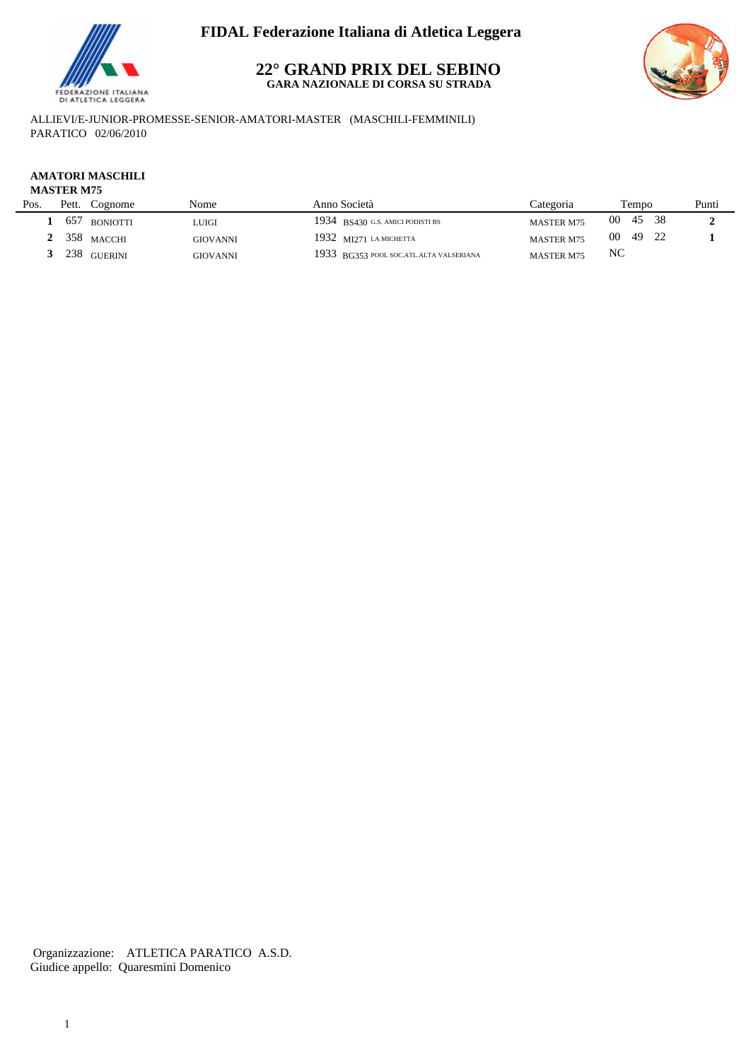# FIDAL Federazione Italiana di Atletica Leggera

## 22° GRAND PRIX DEL SEBINO

**GARA NAZIONALE DI CORSA SU STRADA**

ALLIEVI/E-JUNIOR-PROMESSE-SENIOR-AMATORI-MASTER (MASCHILI-FEMMINILI)
PARATICO 02/06/2010

**AMATORI MASCHILI**
**MASTER M75**

| Pos. | Pett. | Cognome | Nome | Anno | Società | Categoria | Tempo | Punti |
|---|---|---|---|---|---|---|---|---|
| **1** | 657 | BONIOTTI | LUIGI | 1934 | BS430 G.S. AMICI PODISTI BS | MASTER M75 | 00 45 38 | **2** |
| **2** | 358 | MACCHI | GIOVANNI | 1932 | MI271 LA MICHETTA | MASTER M75 | 00 49 22 | **1** |
| **3** | 238 | GUERINI | GIOVANNI | 1933 | BG353 POOL SOC.ATL.ALTA VALSERIANA | MASTER M75 | NC | |

Organizzazione: ATLETICA PARATICO A.S.D.
Giudice appello: Quaresmini Domenico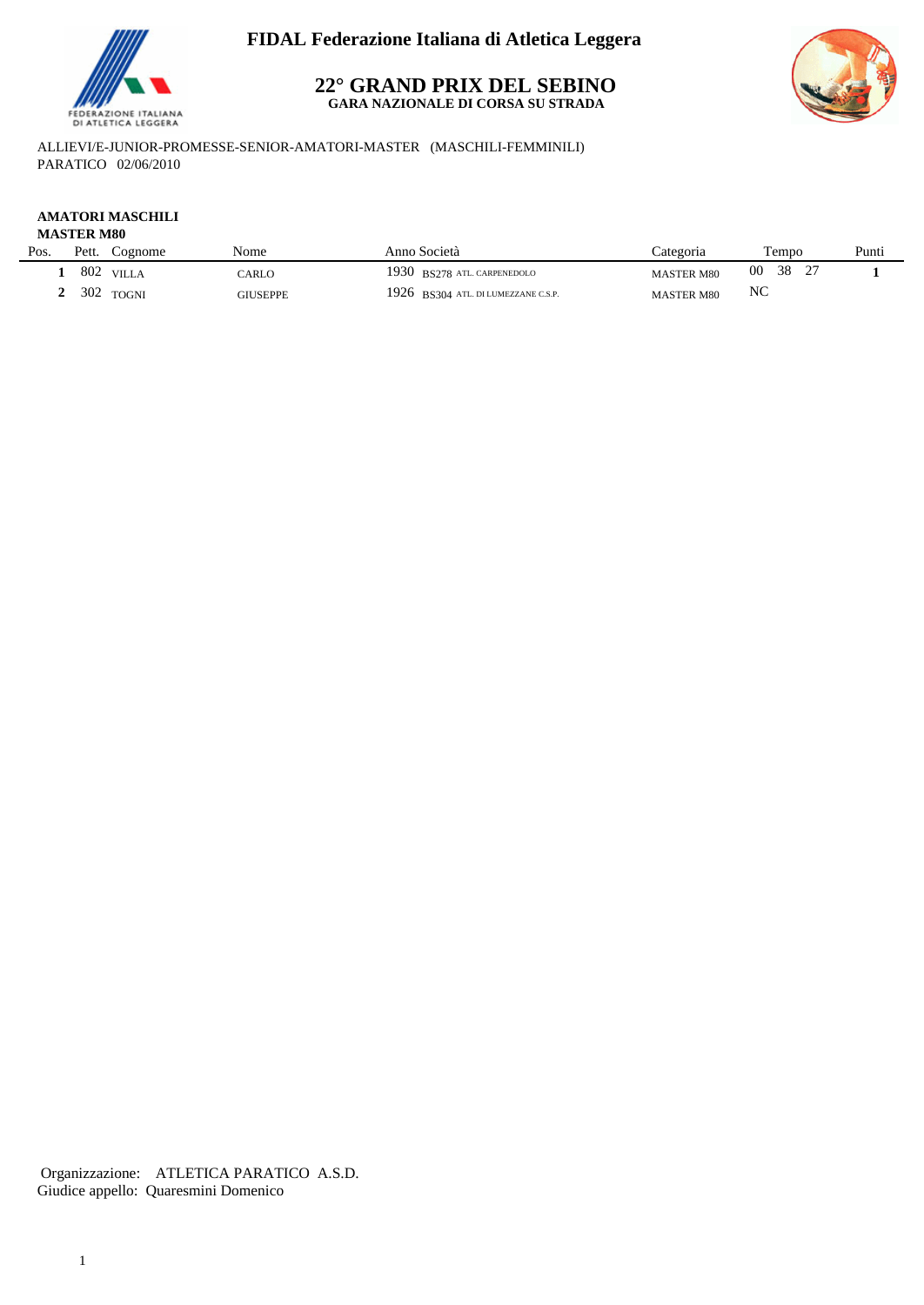# FIDAL Federazione Italiana di Atletica Leggera

## 22° GRAND PRIX DEL SEBINO

**GARA NAZIONALE DI CORSA SU STRADA**

ALLIEVI/E-JUNIOR-PROMESSE-SENIOR-AMATORI-MASTER (MASCHILI-FEMMINILI)
PARATICO 02/06/2010

**AMATORI MASCHILI**
**MASTER M80**

| Pos. | Pett. | Cognome | Nome | Anno | Società | Categoria | Tempo | Punti |
|---|---|---|---|---|---|---|---|---|
| **1** | 802 | VILLA | CARLO | 1930 | BS278 ATL. CARPENEDOLO | MASTER M80 | 00 38 27 | **1** |
| **2** | 302 | TOGNI | GIUSEPPE | 1926 | BS304 ATL. DI LUMEZZANE C.S.P. | MASTER M80 | NC | |

Organizzazione: ATLETICA PARATICO A.S.D.
Giudice appello: Quaresmini Domenico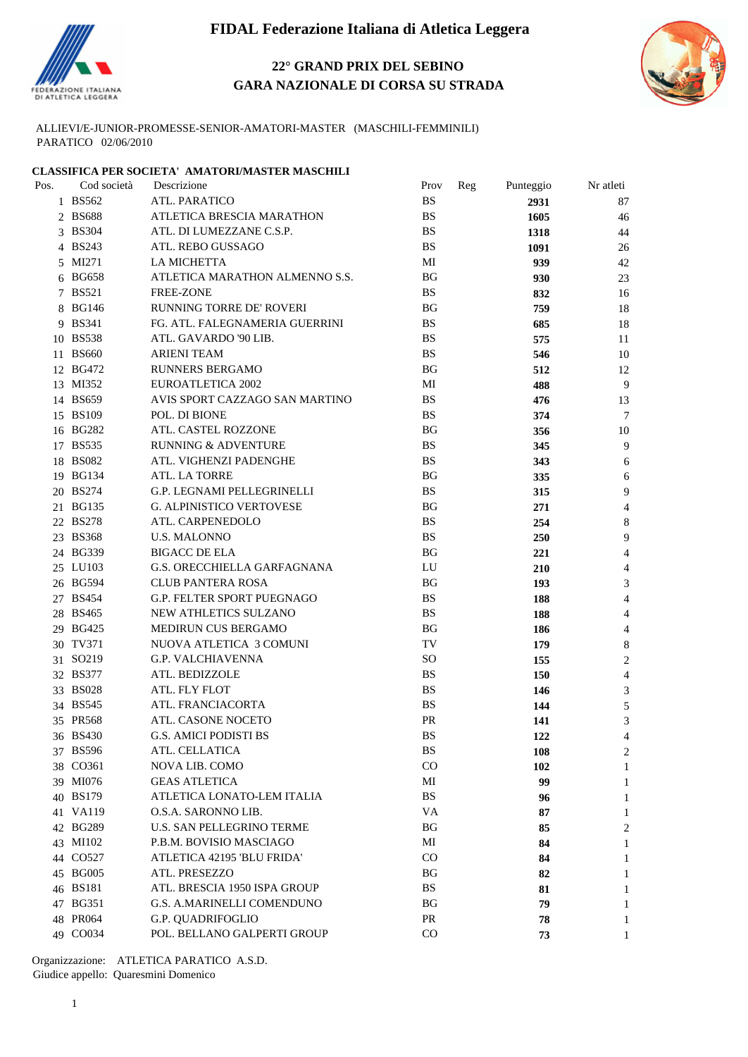# FIDAL Federazione Italiana di Atletica Leggera

## 22° GRAND PRIX DEL SEBINO
## GARA NAZIONALE DI CORSA SU STRADA

ALLIEVI/E-JUNIOR-PROMESSE-SENIOR-AMATORI-MASTER (MASCHILI-FEMMINILI)
PARATICO 02/06/2010

### CLASSIFICA PER SOCIETA' AMATORI/MASTER MASCHILI

| Pos. | Cod società | Descrizione | Prov | Reg | Punteggio | Nr atleti |
|---|---|---|---|---|---|---|
| 1 | BS562 | ATL. PARATICO | BS | | **2931** | 87 |
| 2 | BS688 | ATLETICA BRESCIA MARATHON | BS | | **1605** | 46 |
| 3 | BS304 | ATL. DI LUMEZZANE C.S.P. | BS | | **1318** | 44 |
| 4 | BS243 | ATL. REBO GUSSAGO | BS | | **1091** | 26 |
| 5 | MI271 | LA MICHETTA | MI | | **939** | 42 |
| 6 | BG658 | ATLETICA MARATHON ALMENNO S.S. | BG | | **930** | 23 |
| 7 | BS521 | FREE-ZONE | BS | | **832** | 16 |
| 8 | BG146 | RUNNING TORRE DE' ROVERI | BG | | **759** | 18 |
| 9 | BS341 | FG. ATL. FALEGNAMERIA GUERRINI | BS | | **685** | 18 |
| 10 | BS538 | ATL. GAVARDO '90 LIB. | BS | | **575** | 11 |
| 11 | BS660 | ARIENI TEAM | BS | | **546** | 10 |
| 12 | BG472 | RUNNERS BERGAMO | BG | | **512** | 12 |
| 13 | MI352 | EUROATLETICA 2002 | MI | | **488** | 9 |
| 14 | BS659 | AVIS SPORT CAZZAGO SAN MARTINO | BS | | **476** | 13 |
| 15 | BS109 | POL. DI BIONE | BS | | **374** | 7 |
| 16 | BG282 | ATL. CASTEL ROZZONE | BG | | **356** | 10 |
| 17 | BS535 | RUNNING & ADVENTURE | BS | | **345** | 9 |
| 18 | BS082 | ATL. VIGHENZI PADENGHE | BS | | **343** | 6 |
| 19 | BG134 | ATL. LA TORRE | BG | | **335** | 6 |
| 20 | BS274 | G.P. LEGNAMI PELLEGRINELLI | BS | | **315** | 9 |
| 21 | BG135 | G. ALPINISTICO VERTOVESE | BG | | **271** | 4 |
| 22 | BS278 | ATL. CARPENEDOLO | BS | | **254** | 8 |
| 23 | BS368 | U.S. MALONNO | BS | | **250** | 9 |
| 24 | BG339 | BIGACC DE ELA | BG | | **221** | 4 |
| 25 | LU103 | G.S. ORECCHIELLA GARFAGNANA | LU | | **210** | 4 |
| 26 | BG594 | CLUB PANTERA ROSA | BG | | **193** | 3 |
| 27 | BS454 | G.P. FELTER SPORT PUEGNAGO | BS | | **188** | 4 |
| 28 | BS465 | NEW ATHLETICS SULZANO | BS | | **188** | 4 |
| 29 | BG425 | MEDIRUN CUS BERGAMO | BG | | **186** | 4 |
| 30 | TV371 | NUOVA ATLETICA 3 COMUNI | TV | | **179** | 8 |
| 31 | SO219 | G.P. VALCHIAVENNA | SO | | **155** | 2 |
| 32 | BS377 | ATL. BEDIZZOLE | BS | | **150** | 4 |
| 33 | BS028 | ATL. FLY FLOT | BS | | **146** | 3 |
| 34 | BS545 | ATL. FRANCIACORTA | BS | | **144** | 5 |
| 35 | PR568 | ATL. CASONE NOCETO | PR | | **141** | 3 |
| 36 | BS430 | G.S. AMICI PODISTI BS | BS | | **122** | 4 |
| 37 | BS596 | ATL. CELLATICA | BS | | **108** | 2 |
| 38 | CO361 | NOVA LIB. COMO | CO | | **102** | 1 |
| 39 | MI076 | GEAS ATLETICA | MI | | **99** | 1 |
| 40 | BS179 | ATLETICA LONATO-LEM ITALIA | BS | | **96** | 1 |
| 41 | VA119 | O.S.A. SARONNO LIB. | VA | | **87** | 1 |
| 42 | BG289 | U.S. SAN PELLEGRINO TERME | BG | | **85** | 2 |
| 43 | MI102 | P.B.M. BOVISIO MASCIAGO | MI | | **84** | 1 |
| 44 | CO527 | ATLETICA 42195 'BLU FRIDA' | CO | | **84** | 1 |
| 45 | BG005 | ATL. PRESEZZO | BG | | **82** | 1 |
| 46 | BS181 | ATL. BRESCIA 1950 ISPA GROUP | BS | | **81** | 1 |
| 47 | BG351 | G.S. A.MARINELLI COMENDUNO | BG | | **79** | 1 |
| 48 | PR064 | G.P. QUADRIFOGLIO | PR | | **78** | 1 |
| 49 | CO034 | POL. BELLANO GALPERTI GROUP | CO | | **73** | 1 |

Organizzazione: ATLETICA PARATICO A.S.D.
Giudice appello: Quaresmini Domenico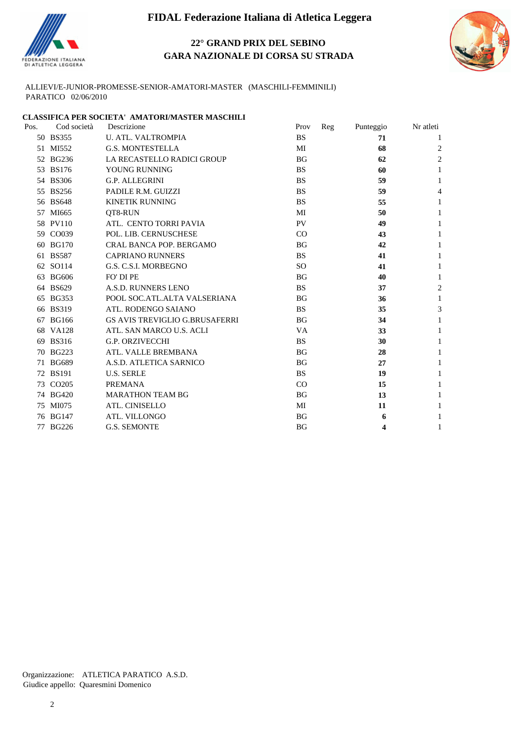# FIDAL Federazione Italiana di Atletica Leggera

## 22° GRAND PRIX DEL SEBINO
## GARA NAZIONALE DI CORSA SU STRADA

ALLIEVI/E-JUNIOR-PROMESSE-SENIOR-AMATORI-MASTER (MASCHILI-FEMMINILI)
PARATICO 02/06/2010

### CLASSIFICA PER SOCIETA' AMATORI/MASTER MASCHILI

| Pos. | Cod società | Descrizione | Prov | Reg | Punteggio | Nr atleti |
|---|---|---|---|---|---|---|
| 50 | BS355 | U. ATL. VALTROMPIA | BS | | **71** | 1 |
| 51 | MI552 | G.S. MONTESTELLA | MI | | **68** | 2 |
| 52 | BG236 | LA RECASTELLO RADICI GROUP | BG | | **62** | 2 |
| 53 | BS176 | YOUNG RUNNING | BS | | **60** | 1 |
| 54 | BS306 | G.P. ALLEGRINI | BS | | **59** | 1 |
| 55 | BS256 | PADILE R.M. GUIZZI | BS | | **59** | 4 |
| 56 | BS648 | KINETIK RUNNING | BS | | **55** | 1 |
| 57 | MI665 | QT8-RUN | MI | | **50** | 1 |
| 58 | PV110 | ATL. CENTO TORRI PAVIA | PV | | **49** | 1 |
| 59 | CO039 | POL. LIB. CERNUSCHESE | CO | | **43** | 1 |
| 60 | BG170 | CRAL BANCA POP. BERGAMO | BG | | **42** | 1 |
| 61 | BS587 | CAPRIANO RUNNERS | BS | | **41** | 1 |
| 62 | SO114 | G.S. C.S.I. MORBEGNO | SO | | **41** | 1 |
| 63 | BG606 | FO' DI PE | BG | | **40** | 1 |
| 64 | BS629 | A.S.D. RUNNERS LENO | BS | | **37** | 2 |
| 65 | BG353 | POOL SOC.ATL.ALTA VALSERIANA | BG | | **36** | 1 |
| 66 | BS319 | ATL. RODENGO SAIANO | BS | | **35** | 3 |
| 67 | BG166 | GS AVIS TREVIGLIO G.BRUSAFERRI | BG | | **34** | 1 |
| 68 | VA128 | ATL. SAN MARCO U.S. ACLI | VA | | **33** | 1 |
| 69 | BS316 | G.P. ORZIVECCHI | BS | | **30** | 1 |
| 70 | BG223 | ATL. VALLE BREMBANA | BG | | **28** | 1 |
| 71 | BG689 | A.S.D. ATLETICA SARNICO | BG | | **27** | 1 |
| 72 | BS191 | U.S. SERLE | BS | | **19** | 1 |
| 73 | CO205 | PREMANA | CO | | **15** | 1 |
| 74 | BG420 | MARATHON TEAM BG | BG | | **13** | 1 |
| 75 | MI075 | ATL. CINISELLO | MI | | **11** | 1 |
| 76 | BG147 | ATL. VILLONGO | BG | | **6** | 1 |
| 77 | BG226 | G.S. SEMONTE | BG | | **4** | 1 |

Organizzazione: ATLETICA PARATICO A.S.D.
Giudice appello: Quaresmini Domenico